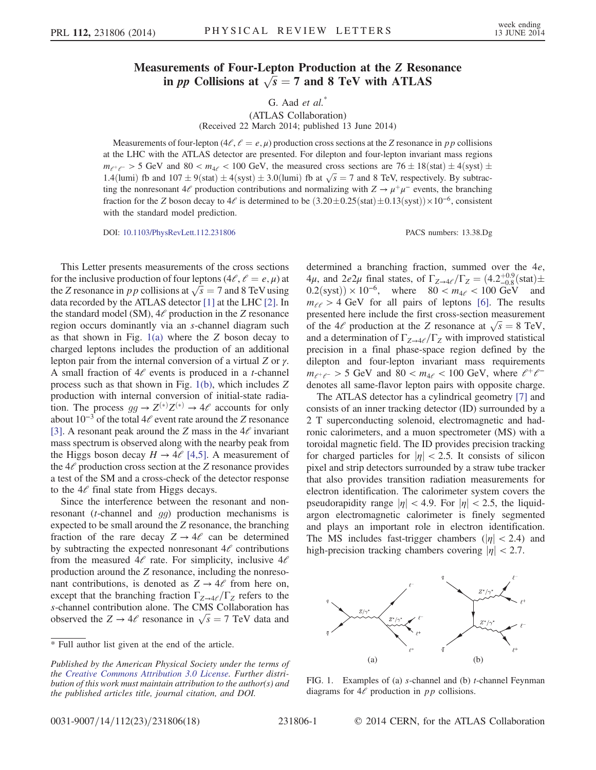# Measurements of Four-Lepton Production at the $Z$ Resonance in $pp$ Collisions at $\sqrt{s} = 7$ and 8 TeV with ATLAS

G. Aad *et al.*\*

(ATLAS Collaboration)

(Received 22 March 2014; published 13 June 2014)

Measurements of four-lepton ($4\ell$, $\ell = e, \mu$) production cross sections at the $Z$ resonance in $pp$ collisions at the LHC with the ATLAS detector are presented. For dilepton and four-lepton invariant mass regions $m_{\ell^+\ell^-} > 5$ GeV and $80 < m_{4\ell} < 100$ GeV, the measured cross sections are $76 \pm 18(\text{stat}) \pm 4(\text{syst}) \pm 1.4(\text{lumi})$ fb and $107 \pm 9(\text{stat}) \pm 4(\text{syst}) \pm 3.0(\text{lumi})$ fb at $\sqrt{s} = 7$ and 8 TeV, respectively. By subtracting the nonresonant $4\ell$ production contributions and normalizing with $Z \to \mu^+\mu^-$ events, the branching fraction for the $Z$ boson decay to $4\ell$ is determined to be $(3.20 \pm 0.25(\text{stat}) \pm 0.13(\text{syst})) \times 10^{-6}$, consistent with the standard model prediction.

DOI: 10.1103/PhysRevLett.112.231806 PACS numbers: 13.38.Dg

This Letter presents measurements of the cross sections for the inclusive production of four leptons ($4\ell$, $\ell = e, \mu$) at the $Z$ resonance in $pp$ collisions at $\sqrt{s} = 7$ and 8 TeV using data recorded by the ATLAS detector [1] at the LHC [2]. In the standard model (SM), $4\ell$ production in the $Z$ resonance region occurs dominantly via an $s$-channel diagram such as that shown in Fig. 1(a) where the $Z$ boson decay to charged leptons includes the production of an additional lepton pair from the internal conversion of a virtual $Z$ or $\gamma$. A small fraction of $4\ell$ events is produced in a $t$-channel process such as that shown in Fig. 1(b), which includes $Z$ production with internal conversion of initial-state radiation. The process $gg \to Z^{(*)}Z^{(*)} \to 4\ell$ accounts for only about $10^{-3}$ of the total $4\ell$ event rate around the $Z$ resonance [3]. A resonant peak around the $Z$ mass in the $4\ell$ invariant mass spectrum is observed along with the nearby peak from the Higgs boson decay $H \to 4\ell$ [4,5]. A measurement of the $4\ell$ production cross section at the $Z$ resonance provides a test of the SM and a cross-check of the detector response to the $4\ell$ final state from Higgs decays.

Since the interference between the resonant and nonresonant ($t$-channel and $gg$) production mechanisms is expected to be small around the $Z$ resonance, the branching fraction of the rare decay $Z \to 4\ell$ can be determined by subtracting the expected nonresonant $4\ell$ contributions from the measured $4\ell$ rate. For simplicity, inclusive $4\ell$ production around the $Z$ resonance, including the nonresonant contributions, is denoted as $Z \to 4\ell$ from here on, except that the branching fraction $\Gamma_{Z\to 4\ell}/\Gamma_Z$ refers to the $s$-channel contribution alone. The CMS Collaboration has observed the $Z \to 4\ell$ resonance in $\sqrt{s} = 7$ TeV data and determined a branching fraction, summed over the $4e$, $4\mu$, and $2e2\mu$ final states, of $\Gamma_{Z\to 4\ell}/\Gamma_Z = (4.2^{+0.9}_{-0.8}(\text{stat}) \pm 0.2(\text{syst})) \times 10^{-6}$, where $80 < m_{4\ell} < 100$ GeV and $m_{\ell\ell} > 4$ GeV for all pairs of leptons [6]. The results presented here include the first cross-section measurement of the $4\ell$ production at the $Z$ resonance at $\sqrt{s} = 8$ TeV, and a determination of $\Gamma_{Z\to 4\ell}/\Gamma_Z$ with improved statistical precision in a final phase-space region defined by the dilepton and four-lepton invariant mass requirements $m_{\ell^+\ell^-} > 5$ GeV and $80 < m_{4\ell} < 100$ GeV, where $\ell^+\ell^-$ denotes all same-flavor lepton pairs with opposite charge.

The ATLAS detector has a cylindrical geometry [7] and consists of an inner tracking detector (ID) surrounded by a 2 T superconducting solenoid, electromagnetic and hadronic calorimeters, and a muon spectrometer (MS) with a toroidal magnetic field. The ID provides precision tracking for charged particles for $|\eta| < 2.5$. It consists of silicon pixel and strip detectors surrounded by a straw tube tracker that also provides transition radiation measurements for electron identification. The calorimeter system covers the pseudorapidity range $|\eta| < 4.9$. For $|\eta| < 2.5$, the liquid-argon electromagnetic calorimeter is finely segmented and plays an important role in electron identification. The MS includes fast-trigger chambers ($|\eta| < 2.4$) and high-precision tracking chambers covering $|\eta| < 2.7$.

FIG. 1. Examples of (a) $s$-channel and (b) $t$-channel Feynman diagrams for $4\ell$ production in $pp$ collisions.

\* Full author list given at the end of the article.

*Published by the American Physical Society under the terms of the Creative Commons Attribution 3.0 License. Further distribution of this work must maintain attribution to the author(s) and the published articles title, journal citation, and DOI.*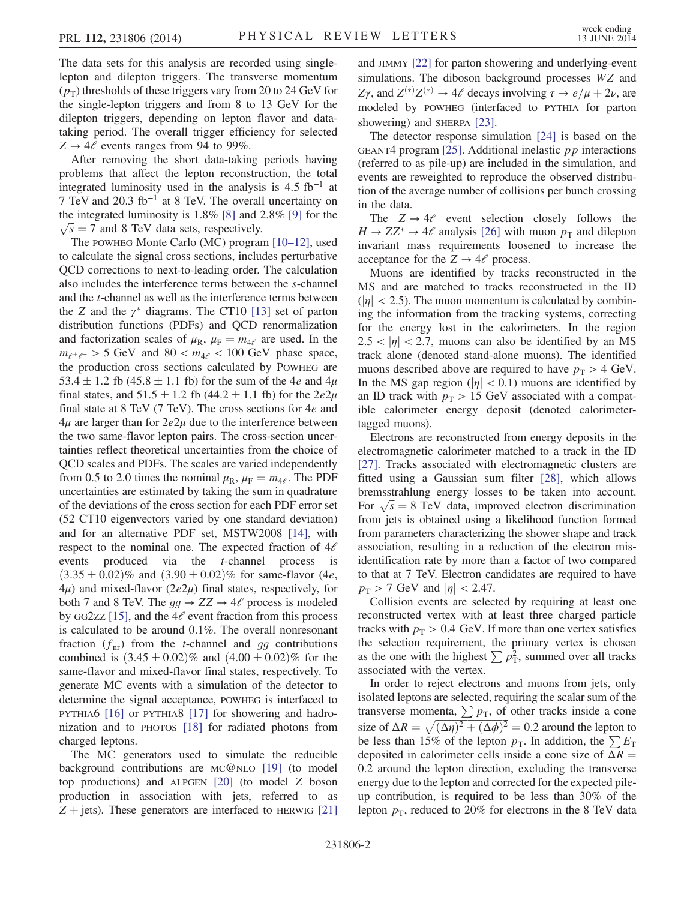The data sets for this analysis are recorded using single-lepton and dilepton triggers. The transverse momentum ($p_T$) thresholds of these triggers vary from 20 to 24 GeV for the single-lepton triggers and from 8 to 13 GeV for the dilepton triggers, depending on lepton flavor and data-taking period. The overall trigger efficiency for selected $Z \to 4\ell$ events ranges from 94 to 99%.

After removing the short data-taking periods having problems that affect the lepton reconstruction, the total integrated luminosity used in the analysis is 4.5 fb$^{-1}$ at 7 TeV and 20.3 fb$^{-1}$ at 8 TeV. The overall uncertainty on the integrated luminosity is 1.8% [8] and 2.8% [9] for the $\sqrt{s} = 7$ and 8 TeV data sets, respectively.

The POWHEG Monte Carlo (MC) program [10–12], used to calculate the signal cross sections, includes perturbative QCD corrections to next-to-leading order. The calculation also includes the interference terms between the $s$-channel and the $t$-channel as well as the interference terms between the $Z$ and the $\gamma^*$ diagrams. The CT10 [13] set of parton distribution functions (PDFs) and QCD renormalization and factorization scales of $\mu_R$, $\mu_F = m_{4\ell}$ are used. In the $m_{\ell^+\ell^-} > 5$ GeV and $80 < m_{4\ell} < 100$ GeV phase space, the production cross sections calculated by POWHEG are $53.4 \pm 1.2$ fb ($45.8 \pm 1.1$ fb) for the sum of the $4e$ and $4\mu$ final states, and $51.5 \pm 1.2$ fb ($44.2 \pm 1.1$ fb) for the $2e2\mu$ final state at 8 TeV (7 TeV). The cross sections for $4e$ and $4\mu$ are larger than for $2e2\mu$ due to the interference between the two same-flavor lepton pairs. The cross-section uncertainties reflect theoretical uncertainties from the choice of QCD scales and PDFs. The scales are varied independently from 0.5 to 2.0 times the nominal $\mu_R$, $\mu_F = m_{4\ell}$. The PDF uncertainties are estimated by taking the sum in quadrature of the deviations of the cross section for each PDF error set (52 CT10 eigenvectors varied by one standard deviation) and for an alternative PDF set, MSTW2008 [14], with respect to the nominal one. The expected fraction of $4\ell$ events produced via the $t$-channel process is $(3.35 \pm 0.02)$% and $(3.90 \pm 0.02)$% for same-flavor ($4e$, $4\mu$) and mixed-flavor ($2e2\mu$) final states, respectively, for both 7 and 8 TeV. The $gg \to ZZ \to 4\ell$ process is modeled by GG2ZZ [15], and the $4\ell$ event fraction from this process is calculated to be around 0.1%. The overall nonresonant fraction ($f_{\rm nr}$) from the $t$-channel and $gg$ contributions combined is $(3.45 \pm 0.02)$% and $(4.00 \pm 0.02)$% for the same-flavor and mixed-flavor final states, respectively. To generate MC events with a simulation of the detector to determine the signal acceptance, POWHEG is interfaced to PYTHIA6 [16] or PYTHIA8 [17] for showering and hadronization and to PHOTOS [18] for radiated photons from charged leptons.

The MC generators used to simulate the reducible background contributions are MC@NLO [19] (to model top productions) and ALPGEN [20] (to model $Z$ boson production in association with jets, referred to as $Z$ + jets). These generators are interfaced to HERWIG [21] and JIMMY [22] for parton showering and underlying-event simulations. The diboson background processes $WZ$ and $Z\gamma$, and $Z^{(*)}Z^{(*)} \to 4\ell$ decays involving $\tau \to e/\mu + 2\nu$, are modeled by POWHEG (interfaced to PYTHIA for parton showering) and SHERPA [23].

The detector response simulation [24] is based on the GEANT4 program [25]. Additional inelastic $pp$ interactions (referred to as pile-up) are included in the simulation, and events are reweighted to reproduce the observed distribution of the average number of collisions per bunch crossing in the data.

The $Z \to 4\ell$ event selection closely follows the $H \to ZZ^* \to 4\ell$ analysis [26] with muon $p_T$ and dilepton invariant mass requirements loosened to increase the acceptance for the $Z \to 4\ell$ process.

Muons are identified by tracks reconstructed in the MS and are matched to tracks reconstructed in the ID ($|\eta| < 2.5$). The muon momentum is calculated by combining the information from the tracking systems, correcting for the energy lost in the calorimeters. In the region $2.5 < |\eta| < 2.7$, muons can also be identified by an MS track alone (denoted stand-alone muons). The identified muons described above are required to have $p_T > 4$ GeV. In the MS gap region ($|\eta| < 0.1$) muons are identified by an ID track with $p_T > 15$ GeV associated with a compatible calorimeter energy deposit (denoted calorimeter-tagged muons).

Electrons are reconstructed from energy deposits in the electromagnetic calorimeter matched to a track in the ID [27]. Tracks associated with electromagnetic clusters are fitted using a Gaussian sum filter [28], which allows bremsstrahlung energy losses to be taken into account. For $\sqrt{s} = 8$ TeV data, improved electron discrimination from jets is obtained using a likelihood function formed from parameters characterizing the shower shape and track association, resulting in a reduction of the electron misidentification rate by more than a factor of two compared to that at 7 TeV. Electron candidates are required to have $p_T > 7$ GeV and $|\eta| < 2.47$.

Collision events are selected by requiring at least one reconstructed vertex with at least three charged particle tracks with $p_T > 0.4$ GeV. If more than one vertex satisfies the selection requirement, the primary vertex is chosen as the one with the highest $\sum p_T^2$, summed over all tracks associated with the vertex.

In order to reject electrons and muons from jets, only isolated leptons are selected, requiring the scalar sum of the transverse momenta, $\sum p_T$, of other tracks inside a cone size of $\Delta R = \sqrt{(\Delta\eta)^2 + (\Delta\phi)^2} = 0.2$ around the lepton to be less than 15% of the lepton $p_T$. In addition, the $\sum E_T$ deposited in calorimeter cells inside a cone size of $\Delta R = 0.2$ around the lepton direction, excluding the transverse energy due to the lepton and corrected for the expected pile-up contribution, is required to be less than 30% of the lepton $p_T$, reduced to 20% for electrons in the 8 TeV data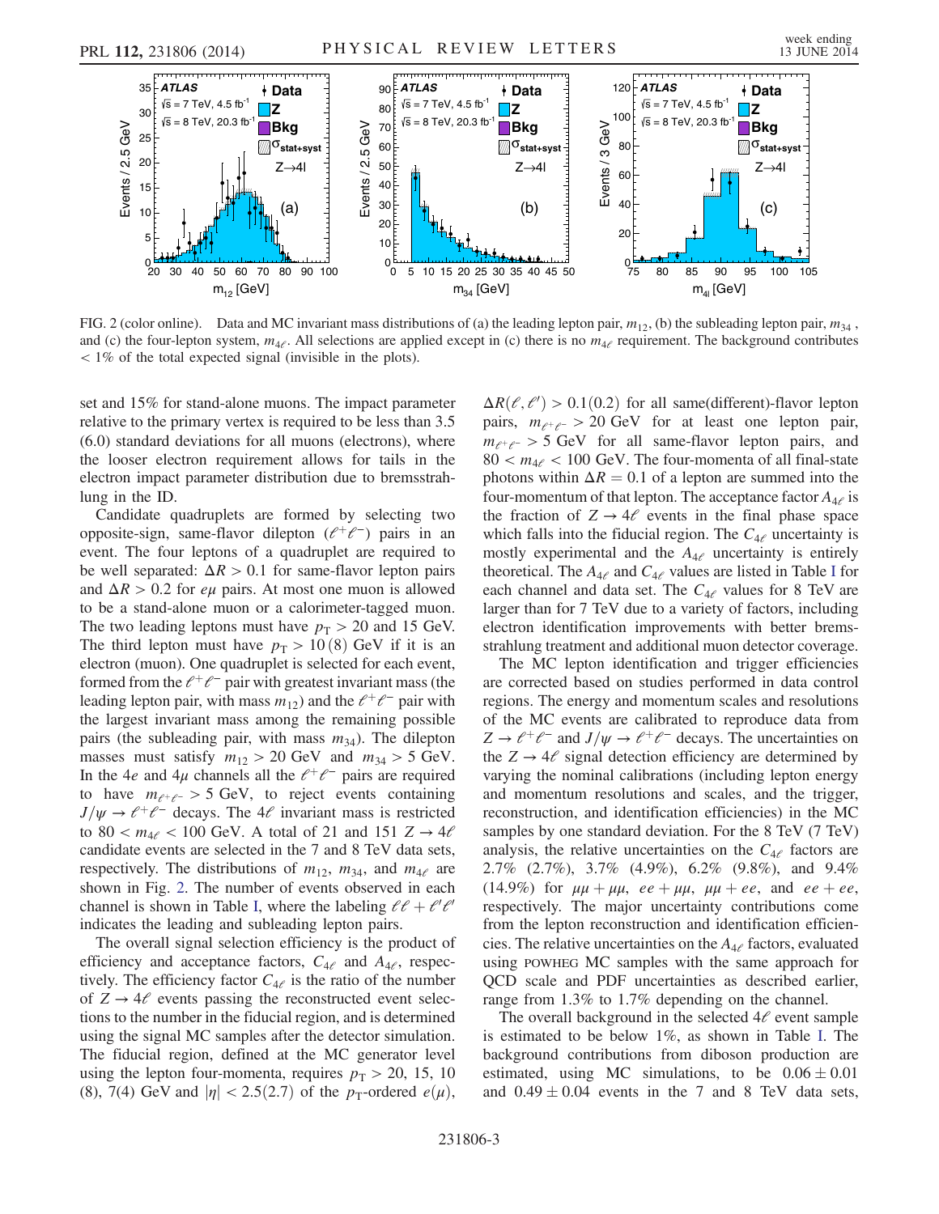FIG. 2 (color online). Data and MC invariant mass distributions of (a) the leading lepton pair, $m_{12}$, (b) the subleading lepton pair, $m_{34}$, and (c) the four-lepton system, $m_{4\ell}$. All selections are applied except in (c) there is no $m_{4\ell}$ requirement. The background contributes $< 1\%$ of the total expected signal (invisible in the plots).

set and 15% for stand-alone muons. The impact parameter relative to the primary vertex is required to be less than 3.5 (6.0) standard deviations for all muons (electrons), where the looser electron requirement allows for tails in the electron impact parameter distribution due to bremsstrahlung in the ID.

Candidate quadruplets are formed by selecting two opposite-sign, same-flavor dilepton ($\ell^+\ell^-$) pairs in an event. The four leptons of a quadruplet are required to be well separated: $\Delta R > 0.1$ for same-flavor lepton pairs and $\Delta R > 0.2$ for $e\mu$ pairs. At most one muon is allowed to be a stand-alone muon or a calorimeter-tagged muon. The two leading leptons must have $p_T > 20$ and 15 GeV. The third lepton must have $p_T > 10\,(8)$ GeV if it is an electron (muon). One quadruplet is selected for each event, formed from the $\ell^+\ell^-$ pair with greatest invariant mass (the leading lepton pair, with mass $m_{12}$) and the $\ell^+\ell^-$ pair with the largest invariant mass among the remaining possible pairs (the subleading pair, with mass $m_{34}$). The dilepton masses must satisfy $m_{12} > 20$ GeV and $m_{34} > 5$ GeV. In the $4e$ and $4\mu$ channels all the $\ell^+\ell^-$ pairs are required to have $m_{\ell^+\ell^-} > 5$ GeV, to reject events containing $J/\psi \to \ell^+\ell^-$ decays. The $4\ell$ invariant mass is restricted to $80 < m_{4\ell} < 100$ GeV. A total of 21 and 151 $Z \to 4\ell$ candidate events are selected in the 7 and 8 TeV data sets, respectively. The distributions of $m_{12}$, $m_{34}$, and $m_{4\ell}$ are shown in Fig. 2. The number of events observed in each channel is shown in Table I, where the labeling $\ell\ell + \ell'\ell'$ indicates the leading and subleading lepton pairs.

The overall signal selection efficiency is the product of efficiency and acceptance factors, $C_{4\ell}$ and $A_{4\ell}$, respectively. The efficiency factor $C_{4\ell}$ is the ratio of the number of $Z \to 4\ell$ events passing the reconstructed event selections to the number in the fiducial region, and is determined using the signal MC samples after the detector simulation. The fiducial region, defined at the MC generator level using the lepton four-momenta, requires $p_T > 20$, 15, 10 (8), 7(4) GeV and $|\eta| < 2.5(2.7)$ of the $p_T$-ordered $e(\mu)$, $\Delta R(\ell, \ell') > 0.1(0.2)$ for all same(different)-flavor lepton pairs, $m_{\ell^+\ell^-} > 20$ GeV for at least one lepton pair, $m_{\ell^+\ell^-} > 5$ GeV for all same-flavor lepton pairs, and $80 < m_{4\ell} < 100$ GeV. The four-momenta of all final-state photons within $\Delta R = 0.1$ of a lepton are summed into the four-momentum of that lepton. The acceptance factor $A_{4\ell}$ is the fraction of $Z \to 4\ell$ events in the final phase space which falls into the fiducial region. The $C_{4\ell}$ uncertainty is mostly experimental and the $A_{4\ell}$ uncertainty is entirely theoretical. The $A_{4\ell}$ and $C_{4\ell}$ values are listed in Table I for each channel and data set. The $C_{4\ell}$ values for 8 TeV are larger than for 7 TeV due to a variety of factors, including electron identification improvements with better bremsstrahlung treatment and additional muon detector coverage.

The MC lepton identification and trigger efficiencies are corrected based on studies performed in data control regions. The energy and momentum scales and resolutions of the MC events are calibrated to reproduce data from $Z \to \ell^+\ell^-$ and $J/\psi \to \ell^+\ell^-$ decays. The uncertainties on the $Z \to 4\ell$ signal detection efficiency are determined by varying the nominal calibrations (including lepton energy and momentum resolutions and scales, and the trigger, reconstruction, and identification efficiencies) in the MC samples by one standard deviation. For the 8 TeV (7 TeV) analysis, the relative uncertainties on the $C_{4\ell}$ factors are 2.7% (2.7%), 3.7% (4.9%), 6.2% (9.8%), and 9.4% (14.9%) for $\mu\mu + \mu\mu$, $ee + \mu\mu$, $\mu\mu + ee$, and $ee + ee$, respectively. The major uncertainty contributions come from the lepton reconstruction and identification efficiencies. The relative uncertainties on the $A_{4\ell}$ factors, evaluated using POWHEG MC samples with the same approach for QCD scale and PDF uncertainties as described earlier, range from 1.3% to 1.7% depending on the channel.

The overall background in the selected $4\ell$ event sample is estimated to be below 1%, as shown in Table I. The background contributions from diboson production are estimated, using MC simulations, to be $0.06 \pm 0.01$ and $0.49 \pm 0.04$ events in the 7 and 8 TeV data sets,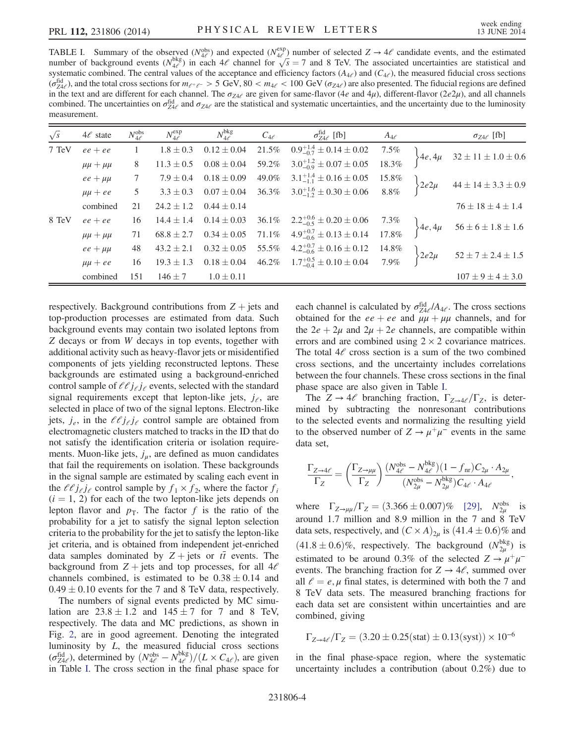TABLE I. Summary of the observed ($N_{4\ell}^{\rm obs}$) and expected ($N_{4\ell}^{\rm exp}$) number of selected $Z \to 4\ell$ candidate events, and the estimated number of background events ($N_{4\ell}^{\rm bkg}$) in each $4\ell$ channel for $\sqrt{s} = 7$ and 8 TeV. The associated uncertainties are statistical and systematic combined. The central values of the acceptance and efficiency factors ($A_{4\ell}$) and ($C_{4\ell}$), the measured fiducial cross sections ($\sigma_{Z4\ell}^{\rm fid}$), and the total cross sections for $m_{\ell^+\ell^-} > 5$ GeV, $80 < m_{4\ell} < 100$ GeV ($\sigma_{Z4\ell}$) are also presented. The fiducial regions are defined in the text and are different for each channel. The $\sigma_{Z4\ell}$ are given for same-flavor ($4e$ and $4\mu$), different-flavor ($2e2\mu$), and all channels combined. The uncertainties on $\sigma_{Z4\ell}^{\rm fid}$ and $\sigma_{Z4\ell}$ are the statistical and systematic uncertainties, and the uncertainty due to the luminosity measurement.

| $\sqrt{s}$ | $4\ell$ state | $N_{4\ell}^{\rm obs}$ | $N_{4\ell}^{\rm exp}$ | $N_{4\ell}^{\rm bkg}$ | $C_{4\ell}$ | $\sigma_{Z4\ell}^{\rm fid}$ [fb] | $A_{4\ell}$ | | $\sigma_{Z4\ell}$ [fb] |
|---|---|---|---|---|---|---|---|---|---|
| 7 TeV | $ee+ee$ | 1 | $1.8 \pm 0.3$ | $0.12 \pm 0.04$ | 21.5% | $0.9^{+1.4}_{-0.7} \pm 0.14 \pm 0.02$ | 7.5% | $4e, 4\mu$ | $32 \pm 11 \pm 1.0 \pm 0.6$ |
| | $\mu\mu+\mu\mu$ | 8 | $11.3 \pm 0.5$ | $0.08 \pm 0.04$ | 59.2% | $3.0^{+1.2}_{-0.9} \pm 0.07 \pm 0.05$ | 18.3% | | |
| | $ee+\mu\mu$ | 7 | $7.9 \pm 0.4$ | $0.18 \pm 0.09$ | 49.0% | $3.1^{+1.4}_{-1.1} \pm 0.16 \pm 0.05$ | 15.8% | $2e2\mu$ | $44 \pm 14 \pm 3.3 \pm 0.9$ |
| | $\mu\mu+ee$ | 5 | $3.3 \pm 0.3$ | $0.07 \pm 0.04$ | 36.3% | $3.0^{+1.6}_{-1.2} \pm 0.30 \pm 0.06$ | 8.8% | | |
| | combined | 21 | $24.2 \pm 1.2$ | $0.44 \pm 0.14$ | | | | | $76 \pm 18 \pm 4 \pm 1.4$ |
| 8 TeV | $ee+ee$ | 16 | $14.4 \pm 1.4$ | $0.14 \pm 0.03$ | 36.1% | $2.2^{+0.6}_{-0.5} \pm 0.20 \pm 0.06$ | 7.3% | $4e, 4\mu$ | $56 \pm 6 \pm 1.8 \pm 1.6$ |
| | $\mu\mu+\mu\mu$ | 71 | $68.8 \pm 2.7$ | $0.34 \pm 0.05$ | 71.1% | $4.9^{+0.7}_{-0.6} \pm 0.13 \pm 0.14$ | 17.8% | | |
| | $ee+\mu\mu$ | 48 | $43.2 \pm 2.1$ | $0.32 \pm 0.05$ | 55.5% | $4.2^{+0.7}_{-0.6} \pm 0.16 \pm 0.12$ | 14.8% | $2e2\mu$ | $52 \pm 7 \pm 2.4 \pm 1.5$ |
| | $\mu\mu+ee$ | 16 | $19.3 \pm 1.3$ | $0.18 \pm 0.04$ | 46.2% | $1.7^{+0.5}_{-0.4} \pm 0.10 \pm 0.04$ | 7.9% | | |
| | combined | 151 | $146 \pm 7$ | $1.0 \pm 0.11$ | | | | | $107 \pm 9 \pm 4 \pm 3.0$ |

respectively. Background contributions from $Z$ + jets and top-production processes are estimated from data. Such background events may contain two isolated leptons from $Z$ decays or from $W$ decays in top events, together with additional activity such as heavy-flavor jets or misidentified components of jets yielding reconstructed leptons. These backgrounds are estimated using a background-enriched control sample of $\ell\ell j_\ell j_\ell$ events, selected with the standard signal requirements except that lepton-like jets, $j_\ell$, are selected in place of two of the signal leptons. Electron-like jets, $j_e$, in the $\ell\ell j_\ell j_\ell$ control sample are obtained from electromagnetic clusters matched to tracks in the ID that do not satisfy the identification criteria or isolation requirements. Muon-like jets, $j_\mu$, are defined as muon candidates that fail the requirements on isolation. These backgrounds in the signal sample are estimated by scaling each event in the $\ell\ell j_\ell j_\ell$ control sample by $f_1 \times f_2$, where the factor $f_i$ ($i = 1, 2$) for each of the two lepton-like jets depends on lepton flavor and $p_{\rm T}$. The factor $f$ is the ratio of the probability for a jet to satisfy the signal lepton selection criteria to the probability for the jet to satisfy the lepton-like jet criteria, and is obtained from independent jet-enriched data samples dominated by $Z$ + jets or $t\bar{t}$ events. The background from $Z$ + jets and top processes, for all $4\ell$ channels combined, is estimated to be $0.38 \pm 0.14$ and $0.49 \pm 0.10$ events for the 7 and 8 TeV data, respectively.

The numbers of signal events predicted by MC simulation are $23.8 \pm 1.2$ and $145 \pm 7$ for 7 and 8 TeV, respectively. The data and MC predictions, as shown in Fig. 2, are in good agreement. Denoting the integrated luminosity by $L$, the measured fiducial cross sections ($\sigma_{Z4\ell}^{\rm fid}$), determined by $(N_{4\ell}^{\rm obs} - N_{4\ell}^{\rm bkg})/(L \times C_{4\ell})$, are given in Table I. The cross section in the final phase space for each channel is calculated by $\sigma_{Z4\ell}^{\rm fid}/A_{4\ell}$. The cross sections obtained for the $ee+ee$ and $\mu\mu+\mu\mu$ channels, and for the $2e+2\mu$ and $2\mu+2e$ channels, are compatible within errors and are combined using $2 \times 2$ covariance matrices. The total $4\ell$ cross section is a sum of the two combined cross sections, and the uncertainty includes correlations between the four channels. These cross sections in the final phase space are also given in Table I.

The $Z \to 4\ell$ branching fraction, $\Gamma_{Z\to 4\ell}/\Gamma_Z$, is determined by subtracting the nonresonant contributions to the selected events and normalizing the resulting yield to the observed number of $Z \to \mu^+\mu^-$ events in the same data set,

$$\frac{\Gamma_{Z\to 4\ell}}{\Gamma_Z} = \left(\frac{\Gamma_{Z\to\mu\mu}}{\Gamma_Z}\right) \frac{(N_{4\ell}^{\rm obs} - N_{4\ell}^{\rm bkg})(1 - f_{\rm nr}) C_{2\mu} \cdot A_{2\mu}}{(N_{2\mu}^{\rm obs} - N_{2\mu}^{\rm bkg}) C_{4\ell} \cdot A_{4\ell}},$$

where $\Gamma_{Z\to\mu\mu}/\Gamma_Z = (3.366 \pm 0.007)\%$ [29], $N_{2\mu}^{\rm obs}$ is around 1.7 million and 8.9 million in the 7 and 8 TeV data sets, respectively, and $(C \times A)_{2\mu}$ is $(41.4 \pm 0.6)\%$ and $(41.8 \pm 0.6)\%$, respectively. The background ($N_{2\mu}^{\rm bkg}$) is estimated to be around 0.3% of the selected $Z \to \mu^+\mu^-$ events. The branching fraction for $Z \to 4\ell$, summed over all $\ell = e, \mu$ final states, is determined with both the 7 and 8 TeV data sets. The measured branching fractions for each data set are consistent within uncertainties and are combined, giving

$$\Gamma_{Z\to 4\ell}/\Gamma_Z = (3.20 \pm 0.25({\rm stat}) \pm 0.13({\rm syst})) \times 10^{-6}$$

in the final phase-space region, where the systematic uncertainty includes a contribution (about 0.2%) due to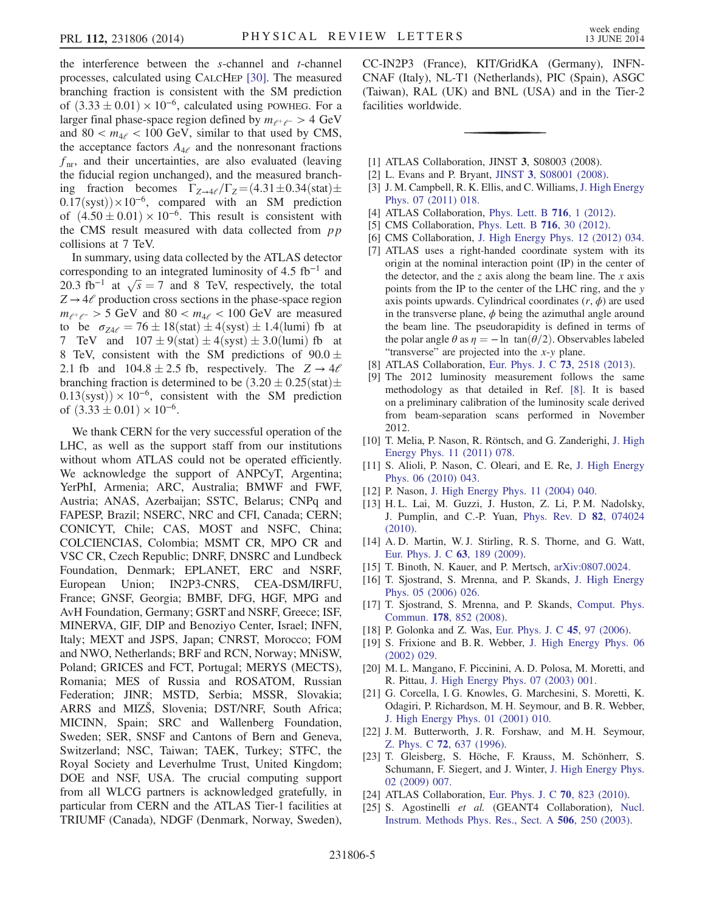the interference between the $s$-channel and $t$-channel processes, calculated using CalcHep [30]. The measured branching fraction is consistent with the SM prediction of $(3.33 \pm 0.01) \times 10^{-6}$, calculated using POWHEG. For a larger final phase-space region defined by $m_{\ell^+\ell^-} > 4$ GeV and $80 < m_{4\ell} < 100$ GeV, similar to that used by CMS, the acceptance factors $A_{4\ell}$ and the nonresonant fractions $f_{\rm nr}$, and their uncertainties, are also evaluated (leaving the fiducial region unchanged), and the measured branching fraction becomes $\Gamma_{Z\to 4\ell}/\Gamma_Z = (4.31 \pm 0.34(\text{stat}) \pm 0.17(\text{syst})) \times 10^{-6}$, compared with an SM prediction of $(4.50 \pm 0.01) \times 10^{-6}$. This result is consistent with the CMS result measured with data collected from $pp$ collisions at 7 TeV.

In summary, using data collected by the ATLAS detector corresponding to an integrated luminosity of 4.5 fb$^{-1}$ and 20.3 fb$^{-1}$ at $\sqrt{s} = 7$ and 8 TeV, respectively, the total $Z \to 4\ell$ production cross sections in the phase-space region $m_{\ell^+\ell^-} > 5$ GeV and $80 < m_{4\ell} < 100$ GeV are measured to be $\sigma_{Z4\ell} = 76 \pm 18(\text{stat}) \pm 4(\text{syst}) \pm 1.4(\text{lumi})$ fb at 7 TeV and $107 \pm 9(\text{stat}) \pm 4(\text{syst}) \pm 3.0(\text{lumi})$ fb at 8 TeV, consistent with the SM predictions of $90.0 \pm 2.1$ fb and $104.8 \pm 2.5$ fb, respectively. The $Z \to 4\ell$ branching fraction is determined to be $(3.20 \pm 0.25(\text{stat}) \pm 0.13(\text{syst})) \times 10^{-6}$, consistent with the SM prediction of $(3.33 \pm 0.01) \times 10^{-6}$.

We thank CERN for the very successful operation of the LHC, as well as the support staff from our institutions without whom ATLAS could not be operated efficiently. We acknowledge the support of ANPCyT, Argentina; YerPhI, Armenia; ARC, Australia; BMWF and FWF, Austria; ANAS, Azerbaijan; SSTC, Belarus; CNPq and FAPESP, Brazil; NSERC, NRC and CFI, Canada; CERN; CONICYT, Chile; CAS, MOST and NSFC, China; COLCIENCIAS, Colombia; MSMT CR, MPO CR and VSC CR, Czech Republic; DNRF, DNSRC and Lundbeck Foundation, Denmark; EPLANET, ERC and NSRF, European Union; IN2P3-CNRS, CEA-DSM/IRFU, France; GNSF, Georgia; BMBF, DFG, HGF, MPG and AvH Foundation, Germany; GSRT and NSRF, Greece; ISF, MINERVA, GIF, DIP and Benoziyo Center, Israel; INFN, Italy; MEXT and JSPS, Japan; CNRST, Morocco; FOM and NWO, Netherlands; BRF and RCN, Norway; MNiSW, Poland; GRICES and FCT, Portugal; MERYS (MECTS), Romania; MES of Russia and ROSATOM, Russian Federation; JINR; MSTD, Serbia; MSSR, Slovakia; ARRS and MIZŠ, Slovenia; DST/NRF, South Africa; MICINN, Spain; SRC and Wallenberg Foundation, Sweden; SER, SNSF and Cantons of Bern and Geneva, Switzerland; NSC, Taiwan; TAEK, Turkey; STFC, the Royal Society and Leverhulme Trust, United Kingdom; DOE and NSF, USA. The crucial computing support from all WLCG partners is acknowledged gratefully, in particular from CERN and the ATLAS Tier-1 facilities at TRIUMF (Canada), NDGF (Denmark, Norway, Sweden), CC-IN2P3 (France), KIT/GridKA (Germany), INFN-CNAF (Italy), NL-T1 (Netherlands), PIC (Spain), ASGC (Taiwan), RAL (UK) and BNL (USA) and in the Tier-2 facilities worldwide.

---

[1] ATLAS Collaboration, JINST **3**, S08003 (2008).

[2] L. Evans and P. Bryant, JINST **3**, S08001 (2008).

[3] J. M. Campbell, R. K. Ellis, and C. Williams, J. High Energy Phys. 07 (2011) 018.

[4] ATLAS Collaboration, Phys. Lett. B **716**, 1 (2012).

[5] CMS Collaboration, Phys. Lett. B **716**, 30 (2012).

[6] CMS Collaboration, J. High Energy Phys. 12 (2012) 034.

[7] ATLAS uses a right-handed coordinate system with its origin at the nominal interaction point (IP) in the center of the detector, and the $z$ axis along the beam line. The $x$ axis points from the IP to the center of the LHC ring, and the $y$ axis points upwards. Cylindrical coordinates $(r, \phi)$ are used in the transverse plane, $\phi$ being the azimuthal angle around the beam line. The pseudorapidity is defined in terms of the polar angle $\theta$ as $\eta = -\ln \tan(\theta/2)$. Observables labeled "transverse" are projected into the $x$-$y$ plane.

[8] ATLAS Collaboration, Eur. Phys. J. C **73**, 2518 (2013).

[9] The 2012 luminosity measurement follows the same methodology as that detailed in Ref. [8]. It is based on a preliminary calibration of the luminosity scale derived from beam-separation scans performed in November 2012.

[10] T. Melia, P. Nason, R. Röntsch, and G. Zanderighi, J. High Energy Phys. 11 (2011) 078.

[11] S. Alioli, P. Nason, C. Oleari, and E. Re, J. High Energy Phys. 06 (2010) 043.

[12] P. Nason, J. High Energy Phys. 11 (2004) 040.

[13] H. L. Lai, M. Guzzi, J. Huston, Z. Li, P. M. Nadolsky, J. Pumplin, and C.-P. Yuan, Phys. Rev. D **82**, 074024 (2010).

[14] A. D. Martin, W. J. Stirling, R. S. Thorne, and G. Watt, Eur. Phys. J. C **63**, 189 (2009).

[15] T. Binoth, N. Kauer, and P. Mertsch, arXiv:0807.0024.

[16] T. Sjostrand, S. Mrenna, and P. Skands, J. High Energy Phys. 05 (2006) 026.

[17] T. Sjostrand, S. Mrenna, and P. Skands, Comput. Phys. Commun. **178**, 852 (2008).

[18] P. Golonka and Z. Was, Eur. Phys. J. C **45**, 97 (2006).

[19] S. Frixione and B. R. Webber, J. High Energy Phys. 06 (2002) 029.

[20] M. L. Mangano, F. Piccinini, A. D. Polosa, M. Moretti, and R. Pittau, J. High Energy Phys. 07 (2003) 001.

[21] G. Corcella, I. G. Knowles, G. Marchesini, S. Moretti, K. Odagiri, P. Richardson, M. H. Seymour, and B. R. Webber, J. High Energy Phys. 01 (2001) 010.

[22] J. M. Butterworth, J. R. Forshaw, and M. H. Seymour, Z. Phys. C **72**, 637 (1996).

[23] T. Gleisberg, S. Höche, F. Krauss, M. Schönherr, S. Schumann, F. Siegert, and J. Winter, J. High Energy Phys. 02 (2009) 007.

[24] ATLAS Collaboration, Eur. Phys. J. C **70**, 823 (2010).

[25] S. Agostinelli *et al.* (GEANT4 Collaboration), Nucl. Instrum. Methods Phys. Res., Sect. A **506**, 250 (2003).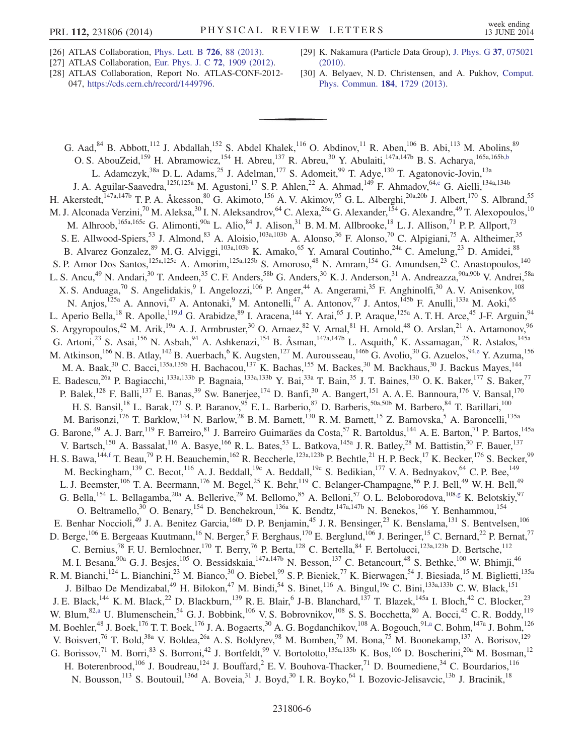[26] ATLAS Collaboration, Phys. Lett. B **726**, 88 (2013).

[27] ATLAS Collaboration, Eur. Phys. J. C **72**, 1909 (2012).

[28] ATLAS Collaboration, Report No. ATLAS-CONF-2012-047, https://cds.cern.ch/record/1449796.

[29] K. Nakamura (Particle Data Group), J. Phys. G **37**, 075021 (2010).

[30] A. Belyaev, N. D. Christensen, and A. Pukhov, Comput. Phys. Commun. **184**, 1729 (2013).

---

G. Aad,[84] B. Abbott,[112] J. Abdallah,[152] S. Abdel Khalek,[116] O. Abdinov,[11] R. Aben,[106] B. Abi,[113] M. Abolins,[89] O. S. AbouZeid,[159] H. Abramowicz,[154] H. Abreu,[137] R. Abreu,[30] Y. Abulaiti,[147a,147b] B. S. Acharya,[165a,165b,b] L. Adamczyk,[38a] D. L. Adams,[25] J. Adelman,[177] S. Adomeit,[99] T. Adye,[130] T. Agatonovic-Jovin,[13a] J. A. Aguilar-Saavedra,[125f,125a] M. Agustoni,[17] S. P. Ahlen,[22] A. Ahmad,[149] F. Ahmadov,[64,c] G. Aielli,[134a,134b] H. Akerstedt,[147a,147b] T. P. A. Åkesson,[80] G. Akimoto,[156] A. V. Akimov,[95] G. L. Alberghi,[20a,20b] J. Albert,[170] S. Albrand,[55] M. J. Alconada Verzini,[70] M. Aleksa,[30] I. N. Aleksandrov,[64] C. Alexa,[26a] G. Alexander,[154] G. Alexandre,[49] T. Alexopoulos,[10] M. Alhroob,[165a,165c] G. Alimonti,[90a] L. Alio,[84] J. Alison,[31] B. M. M. Allbrooke,[18] L. J. Allison,[71] P. P. Allport,[73] S. E. Allwood-Spiers,[53] J. Almond,[83] A. Aloisio,[103a,103b] A. Alonso,[36] F. Alonso,[70] C. Alpigiani,[75] A. Altheimer,[35] B. Alvarez Gonzalez,[89] M. G. Alviggi,[103a,103b] K. Amako,[65] Y. Amaral Coutinho,[24a] C. Amelung,[23] D. Amidei,[88] S. P. Amor Dos Santos,[125a,125c] A. Amorim,[125a,125b] S. Amoroso,[48] N. Amram,[154] G. Amundsen,[23] C. Anastopoulos,[140] L. S. Ancu,[49] N. Andari,[30] T. Andeen,[35] C. F. Anders,[58b] G. Anders,[30] K. J. Anderson,[31] A. Andreazza,[90a,90b] V. Andrei,[58a] X. S. Anduaga,[70] S. Angelidakis,[9] I. Angelozzi,[106] P. Anger,[44] A. Angerami,[35] F. Anghinolfi,[30] A. V. Anisenkov,[108] N. Anjos,[125a] A. Annovi,[47] A. Antonaki,[9] M. Antonelli,[47] A. Antonov,[97] J. Antos,[145b] F. Anulli,[133a] M. Aoki,[65] L. Aperio Bella,[18] R. Apolle,[119,d] G. Arabidze,[89] I. Aracena,[144] Y. Arai,[65] J. P. Araque,[125a] A. T. H. Arce,[45] J-F. Arguin,[94] S. Argyropoulos,[42] M. Arik,[19a] A. J. Armbruster,[30] O. Arnaez,[82] V. Arnal,[81] H. Arnold,[48] O. Arslan,[21] A. Artamonov,[96] G. Artoni,[23] S. Asai,[156] N. Asbah,[94] A. Ashkenazi,[154] B. Åsman,[147a,147b] L. Asquith,[6] K. Assamagan,[25] R. Astalos,[145a] M. Atkinson,[166] N. B. Atlay,[142] B. Auerbach,[6] K. Augsten,[127] M. Aurousseau,[146b] G. Avolio,[30] G. Azuelos,[94,e] Y. Azuma,[156] M. A. Baak,[30] C. Bacci,[135a,135b] H. Bachacou,[137] K. Bachas,[155] M. Backes,[30] M. Backhaus,[30] J. Backus Mayes,[144] E. Badescu,[26a] P. Bagiacchi,[133a,133b] P. Bagnaia,[133a,133b] Y. Bai,[33a] T. Bain,[35] J. T. Baines,[130] O. K. Baker,[177] S. Baker,[77] P. Balek,[128] F. Balli,[137] E. Banas,[39] Sw. Banerjee,[174] D. Banfi,[30] A. Bangert,[151] A. A. E. Bannoura,[176] V. Bansal,[170] H. S. Bansil,[18] L. Barak,[173] S. P. Baranov,[95] E. L. Barberio,[87] D. Barberis,[50a,50b] M. Barbero,[84] T. Barillari,[100] M. Barisonzi,[176] T. Barklow,[144] N. Barlow,[28] B. M. Barnett,[130] R. M. Barnett,[15] Z. Barnovska,[5] A. Baroncelli,[135a] G. Barone,[49] A. J. Barr,[119] F. Barreiro,[81] J. Barreiro Guimarães da Costa,[57] R. Bartoldus,[144] A. E. Barton,[71] P. Bartos,[145a] V. Bartsch,[150] A. Bassalat,[116] A. Basye,[166] R. L. Bates,[53] L. Batkova,[145a] J. R. Batley,[28] M. Battistin,[30] F. Bauer,[137] H. S. Bawa,[144,f] T. Beau,[79] P. H. Beauchemin,[162] R. Beccherle,[123a,123b] P. Bechtle,[21] H. P. Beck,[17] K. Becker,[176] S. Becker,[99] M. Beckingham,[139] C. Becot,[116] A. J. Beddall,[19c] A. Beddall,[19c] S. Bedikian,[177] V. A. Bednyakov,[64] C. P. Bee,[149] L. J. Beemster,[106] T. A. Beermann,[176] M. Begel,[25] K. Behr,[119] C. Belanger-Champagne,[86] P. J. Bell,[49] W. H. Bell,[49] G. Bella,[154] L. Bellagamba,[20a] A. Bellerive,[29] M. Bellomo,[85] A. Belloni,[57] O. L. Beloborodova,[108,g] K. Belotskiy,[97] O. Beltramello,[30] O. Benary,[154] D. Benchekroun,[136a] K. Bendtz,[147a,147b] N. Benekos,[166] Y. Benhammou,[154] E. Benhar Noccioli,[49] J. A. Benitez Garcia,[160b] D. P. Benjamin,[45] J. R. Bensinger,[23] K. Benslama,[131] S. Bentvelsen,[106] D. Berge,[106] E. Bergeaas Kuutmann,[16] N. Berger,[5] F. Berghaus,[170] E. Berglund,[106] J. Beringer,[15] C. Bernard,[22] P. Bernat,[77] C. Bernius,[78] F. U. Bernlochner,[170] T. Berry,[76] P. Berta,[128] C. Bertella,[84] F. Bertolucci,[123a,123b] D. Bertsche,[112] M. I. Besana,[90a] G. J. Besjes,[105] O. Bessidskaia,[147a,147b] N. Besson,[137] C. Betancourt,[48] S. Bethke,[100] W. Bhimji,[46] R. M. Bianchi,[124] L. Bianchini,[23] M. Bianco,[30] O. Biebel,[99] S. P. Bieniek,[77] K. Bierwagen,[54] J. Biesiada,[15] M. Biglietti,[135a] J. Bilbao De Mendizabal,[49] H. Bilokon,[47] M. Bindi,[54] S. Binet,[116] A. Bingul,[19c] C. Bini,[133a,133b] C. W. Black,[151] J. E. Black,[144] K. M. Black,[22] D. Blackburn,[139] R. E. Blair,[6] J-B. Blanchard,[137] T. Blazek,[145a] I. Bloch,[42] C. Blocker,[23] W. Blum,[82,a] U. Blumenschein,[54] G. J. Bobbink,[106] V. S. Bobrovnikov,[108] S. S. Bocchetta,[80] A. Bocci,[45] C. R. Boddy,[119] M. Boehler,[48] J. Boek,[176] T. T. Boek,[176] J. A. Bogaerts,[30] A. G. Bogdanchikov,[108] A. Bogouch,[91,a] C. Bohm,[147a] J. Bohm,[126] V. Boisvert,[76] T. Bold,[38a] V. Boldea,[26a] A. S. Boldyrev,[98] M. Bomben,[79] M. Bona,[75] M. Boonekamp,[137] A. Borisov,[129] G. Borissov,[71] M. Borri,[83] S. Borroni,[42] J. Bortfeldt,[99] V. Bortolotto,[135a,135b] K. Bos,[106] D. Boscherini,[20a] M. Bosman,[12] H. Boterenbrood,[106] J. Boudreau,[124] J. Bouffard,[2] E. V. Bouhova-Thacker,[71] D. Boumediene,[34] C. Bourdarios,[116] N. Bousson,[113] S. Boutouil,[136d] A. Boveia,[31] J. Boyd,[30] I. R. Boyko,[64] I. Bozovic-Jelisavcic,[13b] J. Bracinik,[18]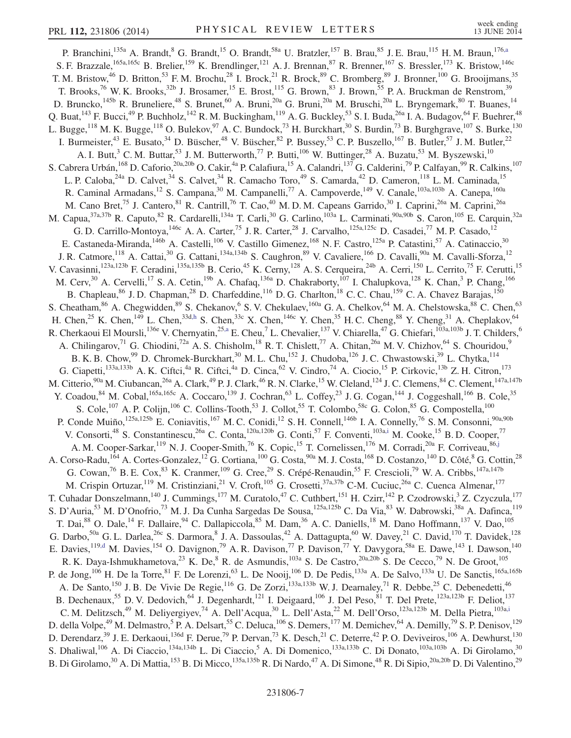P. Branchini,[135a] A. Brandt,[8] G. Brandt,[15] O. Brandt,[58a] U. Bratzler,[157] B. Brau,[85] J. E. Brau,[115] H. M. Braun,[176,a] S. F. Brazzale,[165a,165c] B. Brelier,[159] K. Brendlinger,[121] A. J. Brennan,[87] R. Brenner,[167] S. Bressler,[173] K. Bristow,[146c] T. M. Bristow,[46] D. Britton,[53] F. M. Brochu,[28] I. Brock,[21] R. Brock,[89] C. Bromberg,[89] J. Bronner,[100] G. Brooijmans,[35] T. Brooks,[76] W. K. Brooks,[32b] J. Brosamer,[15] E. Brost,[115] G. Brown,[83] J. Brown,[55] P. A. Bruckman de Renstrom,[39] D. Bruncko,[145b] R. Bruneliere,[48] S. Brunet,[60] A. Bruni,[20a] G. Bruni,[20a] M. Bruschi,[20a] L. Bryngemark,[80] T. Buanes,[14] Q. Buat,[143] F. Bucci,[49] P. Buchholz,[142] R. M. Buckingham,[119] A. G. Buckley,[53] S. I. Buda,[26a] I. A. Budagov,[64] F. Buehrer,[48] L. Bugge,[118] M. K. Bugge,[118] O. Bulekov,[97] A. C. Bundock,[73] H. Burckhart,[30] S. Burdin,[73] B. Burghgrave,[107] S. Burke,[130] I. Burmeister,[43] E. Busato,[34] D. Büscher,[48] V. Büscher,[82] P. Bussey,[53] C. P. Buszello,[167] B. Butler,[57] J. M. Butler,[22] A. I. Butt,[3] C. M. Buttar,[53] J. M. Butterworth,[77] P. Butti,[106] W. Buttinger,[28] A. Buzatu,[53] M. Byszewski,[10] S. Cabrera Urbán,[168] D. Caforio,[20a,20b] O. Cakir,[4a] P. Calafiura,[15] A. Calandri,[137] G. Calderini,[79] P. Calfayan,[99] R. Calkins,[107] L. P. Caloba,[24a] D. Calvet,[34] S. Calvet,[34] R. Camacho Toro,[49] S. Camarda,[42] D. Cameron,[118] L. M. Caminada,[15] R. Caminal Armadans,[12] S. Campana,[30] M. Campanelli,[77] A. Campoverde,[149] V. Canale,[103a,103b] A. Canepa,[160a] M. Cano Bret,[75] J. Cantero,[81] R. Cantrill,[76] T. Cao,[40] M. D. M. Capeans Garrido,[30] I. Caprini,[26a] M. Caprini,[26a] M. Capua,[37a,37b] R. Caputo,[82] R. Cardarelli,[134a] T. Carli,[30] G. Carlino,[103a] L. Carminati,[90a,90b] S. Caron,[105] E. Carquin,[32a] G. D. Carrillo-Montoya,[146c] A. A. Carter,[75] J. R. Carter,[28] J. Carvalho,[125a,125c] D. Casadei,[77] M. P. Casado,[12] E. Castaneda-Miranda,[146b] A. Castelli,[106] V. Castillo Gimenez,[168] N. F. Castro,[125a] P. Catastini,[57] A. Catinaccio,[30] J. R. Catmore,[118] A. Cattai,[30] G. Cattani,[134a,134b] S. Caughron,[89] V. Cavaliere,[166] D. Cavalli,[90a] M. Cavalli-Sforza,[12] V. Cavasinni,[123a,123b] F. Ceradini,[135a,135b] B. Cerio,[45] K. Cerny,[128] A. S. Cerqueira,[24b] A. Cerri,[150] L. Cerrito,[75] F. Cerutti,[15] M. Cerv,[30] A. Cervelli,[17] S. A. Cetin,[19b] A. Chafaq,[136a] D. Chakraborty,[107] I. Chalupkova,[128] K. Chan,[3] P. Chang,[166] B. Chapleau,[86] J. D. Chapman,[28] D. Charfeddine,[116] D. G. Charlton,[18] C. C. Chau,[159] C. A. Chavez Barajas,[150] S. Cheatham,[86] A. Chegwidden,[89] S. Chekanov,[6] S. V. Chekulaev,[160a] G. A. Chelkov,[64] M. A. Chelstowska,[88] C. Chen,[63] H. Chen,[25] K. Chen,[149] L. Chen,[33d,h] S. Chen,[33c] X. Chen,[146c] Y. Chen,[35] H. C. Cheng,[88] Y. Cheng,[31] A. Cheplakov,[64] R. Cherkaoui El Moursli,[136e] V. Chernyatin,[25,a] E. Cheu,[7] L. Chevalier,[137] V. Chiarella,[47] G. Chiefari,[103a,103b] J. T. Childers,[6] A. Chilingarov,[71] G. Chiodini,[72a] A. S. Chisholm,[18] R. T. Chislett,[77] A. Chitan,[26a] M. V. Chizhov,[64] S. Chouridou,[9] B. K. B. Chow,[99] D. Chromek-Burckhart,[30] M. L. Chu,[152] J. Chudoba,[126] J. C. Chwastowski,[39] L. Chytka,[114] G. Ciapetti,[133a,133b] A. K. Ciftci,[4a] R. Ciftci,[4a] D. Cinca,[62] V. Cindro,[74] A. Ciocio,[15] P. Cirkovic,[13b] Z. H. Citron,[173] M. Citterio,[90a] M. Ciubancan,[26a] A. Clark,[49] P. J. Clark,[46] R. N. Clarke,[15] W. Cleland,[124] J. C. Clemens,[84] C. Clement,[147a,147b] Y. Coadou,[84] M. Cobal,[165a,165c] A. Coccaro,[139] J. Cochran,[63] L. Coffey,[23] J. G. Cogan,[144] J. Coggeshall,[166] B. Cole,[35] S. Cole,[107] A. P. Colijn,[106] C. Collins-Tooth,[53] J. Collot,[55] T. Colombo,[58c] G. Colon,[85] G. Compostella,[100] P. Conde Muiño,[125a,125b] E. Coniavitis,[167] M. C. Conidi,[12] S. H. Connell,[146b] I. A. Connelly,[76] S. M. Consonni,[90a,90b] V. Consorti,[48] S. Constantinescu,[26a] C. Conta,[120a,120b] G. Conti,[57] F. Conventi,[103a,i] M. Cooke,[15] B. D. Cooper,[77] A. M. Cooper-Sarkar,[119] N. J. Cooper-Smith,[76] K. Copic,[15] T. Cornelissen,[176] M. Corradi,[20a] F. Corriveau,[86,j] A. Corso-Radu,[164] A. Cortes-Gonzalez,[12] G. Cortiana,[100] G. Costa,[90a] M. J. Costa,[168] D. Costanzo,[140] D. Côté,[8] G. Cottin,[28] G. Cowan,[76] B. E. Cox,[83] K. Cranmer,[109] G. Cree,[29] S. Crépé-Renaudin,[55] F. Crescioli,[79] W. A. Cribbs,[147a,147b] M. Crispin Ortuzar,[119] M. Cristinziani,[21] V. Croft,[105] G. Crosetti,[37a,37b] C-M. Cuciuc,[26a] C. Cuenca Almenar,[177] T. Cuhadar Donszelmann,[140] J. Cummings,[177] M. Curatolo,[47] C. Cuthbert,[151] H. Czirr,[142] P. Czodrowski,[3] Z. Czyczula,[177] S. D'Auria,[53] M. D'Onofrio,[73] M. J. Da Cunha Sargedas De Sousa,[125a,125b] C. Da Via,[83] W. Dabrowski,[38a] A. Dafinca,[119] T. Dai,[88] O. Dale,[14] F. Dallaire,[94] C. Dallapiccola,[85] M. Dam,[36] A. C. Daniells,[18] M. Dano Hoffmann,[137] V. Dao,[105] G. Darbo,[50a] G. L. Darlea,[26c] S. Darmora,[8] J. A. Dassoulas,[42] A. Dattagupta,[60] W. Davey,[21] C. David,[170] T. Davidek,[128] E. Davies,[119,d] M. Davies,[154] O. Davignon,[79] A. R. Davison,[77] P. Davison,[77] Y. Davygora,[58a] E. Dawe,[143] I. Dawson,[140] R. K. Daya-Ishmukhametova,[23] K. De,[8] R. de Asmundis,[103a] S. De Castro,[20a,20b] S. De Cecco,[79] N. De Groot,[105] P. de Jong,[106] H. De la Torre,[81] F. De Lorenzi,[63] L. De Nooij,[106] D. De Pedis,[133a] A. De Salvo,[133a] U. De Sanctis,[165a,165b] A. De Santo,[150] J. B. De Vivie De Regie,[116] G. De Zorzi,[133a,133b] W. J. Dearnaley,[71] R. Debbe,[25] C. Debenedetti,[46] B. Dechenaux,[55] D. V. Dedovich,[64] J. Degenhardt,[121] I. Deigaard,[106] J. Del Peso,[81] T. Del Prete,[123a,123b] F. Deliot,[137] C. M. Delitzsch,[49] M. Deliyergiyev,[74] A. Dell'Acqua,[30] L. Dell'Asta,[22] M. Dell'Orso,[123a,123b] M. Della Pietra,[103a,i] D. della Volpe,[49] M. Delmastro,[5] P. A. Delsart,[55] C. Deluca,[106] S. Demers,[177] M. Demichev,[64] A. Demilly,[79] S. P. Denisov,[129] D. Derendarz,[39] J. E. Derkaoui,[136d] F. Derue,[79] P. Dervan,[73] K. Desch,[21] C. Deterre,[42] P. O. Deviveiros,[106] A. Dewhurst,[130] S. Dhaliwal,[106] A. Di Ciaccio,[134a,134b] L. Di Ciaccio,[5] A. Di Domenico,[133a,133b] C. Di Donato,[103a,103b] A. Di Girolamo,[30] B. Di Girolamo,[30] A. Di Mattia,[153] B. Di Micco,[135a,135b] R. Di Nardo,[47] A. Di Simone,[48] R. Di Sipio,[20a,20b] D. Di Valentino,[29]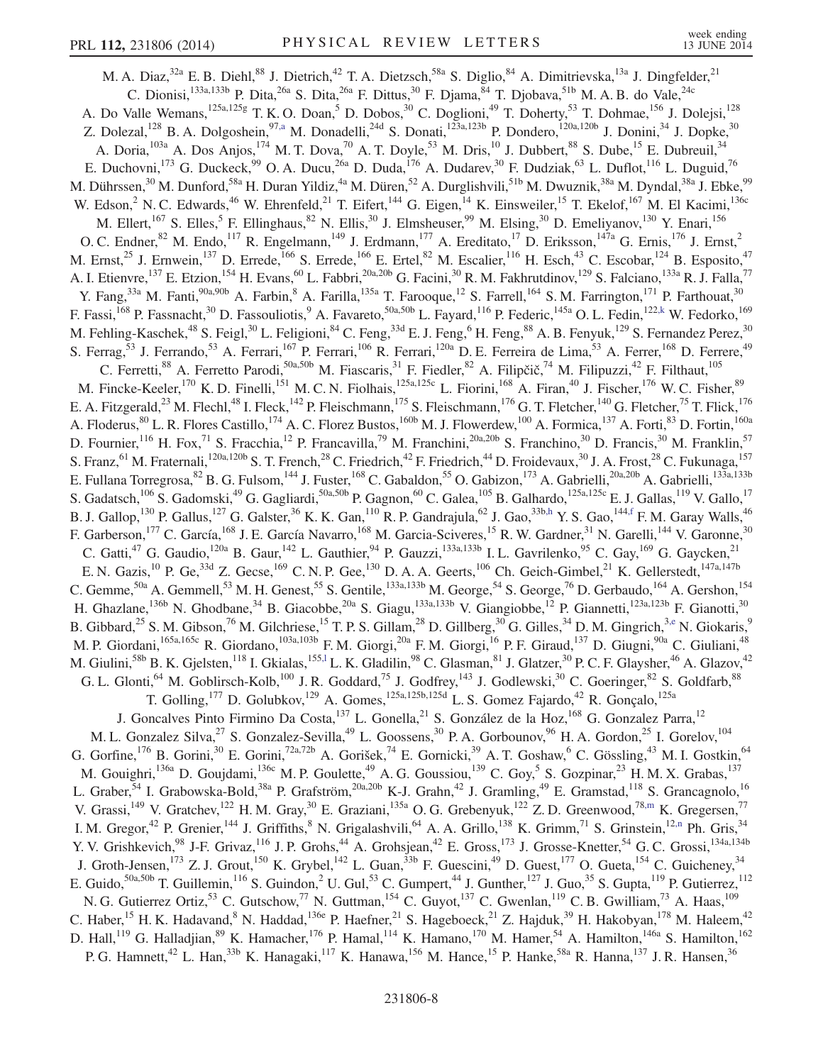M. A. Diaz,[32a] E. B. Diehl,[88] J. Dietrich,[42] T. A. Dietzsch,[58a] S. Diglio,[84] A. Dimitrievska,[13a] J. Dingfelder,[21] C. Dionisi,[133a,133b] P. Dita,[26a] S. Dita,[26a] F. Dittus,[30] F. Djama,[84] T. Djobava,[51b] M. A. B. do Vale,[24c] A. Do Valle Wemans,[125a,125g] T. K. O. Doan,[5] D. Dobos,[30] C. Doglioni,[49] T. Doherty,[53] T. Dohmae,[156] J. Dolejsi,[128] Z. Dolezal,[128] B. A. Dolgoshein,[97,a] M. Donadelli,[24d] S. Donati,[123a,123b] P. Dondero,[120a,120b] J. Donini,[34] J. Dopke,[30] A. Doria,[103a] A. Dos Anjos,[174] M. T. Dova,[70] A. T. Doyle,[53] M. Dris,[10] J. Dubbert,[88] S. Dube,[15] E. Dubreuil,[34] E. Duchovni,[173] G. Duckeck,[99] O. A. Ducu,[26a] D. Duda,[176] A. Dudarev,[30] F. Dudziak,[63] L. Duflot,[116] L. Duguid,[76] M. Dührssen,[30] M. Dunford,[58a] H. Duran Yildiz,[4a] M. Düren,[52] A. Durglishvili,[51b] M. Dwuznik,[38a] M. Dyndal,[38a] J. Ebke,[99] W. Edson,[2] N. C. Edwards,[46] W. Ehrenfeld,[21] T. Eifert,[144] G. Eigen,[14] K. Einsweiler,[15] T. Ekelof,[167] M. El Kacimi,[136c] M. Ellert,[167] S. Elles,[5] F. Ellinghaus,[82] N. Ellis,[30] J. Elmsheuser,[99] M. Elsing,[30] D. Emeliyanov,[130] Y. Enari,[156] O. C. Endner,[82] M. Endo,[117] R. Engelmann,[149] J. Erdmann,[177] A. Ereditato,[17] D. Eriksson,[147a] G. Ernis,[176] J. Ernst,[2] M. Ernst,[25] J. Ernwein,[137] D. Errede,[166] S. Errede,[166] E. Ertel,[82] M. Escalier,[116] H. Esch,[43] C. Escobar,[124] B. Esposito,[47] A. I. Etienvre,[137] E. Etzion,[154] H. Evans,[60] L. Fabbri,[20a,20b] G. Facini,[30] R. M. Fakhrutdinov,[129] S. Falciano,[133a] R. J. Falla,[77] Y. Fang,[33a] M. Fanti,[90a,90b] A. Farbin,[8] A. Farilla,[135a] T. Farooque,[12] S. Farrell,[164] S. M. Farrington,[171] P. Farthouat,[30] F. Fassi,[168] P. Fassnacht,[30] D. Fassouliotis,[9] A. Favareto,[50a,50b] L. Fayard,[116] P. Federic,[145a] O. L. Fedin,[122,k] W. Fedorko,[169] M. Fehling-Kaschek,[48] S. Feigl,[30] L. Feligioni,[84] C. Feng,[33d] E. J. Feng,[6] H. Feng,[88] A. B. Fenyuk,[129] S. Fernandez Perez,[30] S. Ferrag,[53] J. Ferrando,[53] A. Ferrari,[167] P. Ferrari,[106] R. Ferrari,[120a] D. E. Ferreira de Lima,[53] A. Ferrer,[168] D. Ferrere,[49] C. Ferretti,[88] A. Ferretto Parodi,[50a,50b] M. Fiascaris,[31] F. Fiedler,[82] A. Filipčič,[74] M. Filipuzzi,[42] F. Filthaut,[105] M. Fincke-Keeler,[170] K. D. Finelli,[151] M. C. N. Fiolhais,[125a,125c] L. Fiorini,[168] A. Firan,[40] J. Fischer,[176] W. C. Fisher,[89] E. A. Fitzgerald,[23] M. Flechl,[48] I. Fleck,[142] P. Fleischmann,[175] S. Fleischmann,[176] G. T. Fletcher,[140] G. Fletcher,[75] T. Flick,[176] A. Floderus,[80] L. R. Flores Castillo,[174] A. C. Florez Bustos,[160b] M. J. Flowerdew,[100] A. Formica,[137] A. Forti,[83] D. Fortin,[160a] D. Fournier,[116] H. Fox,[71] S. Fracchia,[12] P. Francavilla,[79] M. Franchini,[20a,20b] S. Franchino,[30] D. Francis,[30] M. Franklin,[57] S. Franz,[61] M. Fraternali,[120a,120b] S. T. French,[28] C. Friedrich,[42] F. Friedrich,[44] D. Froidevaux,[30] J. A. Frost,[28] C. Fukunaga,[157] E. Fullana Torregrosa,[82] B. G. Fulsom,[144] J. Fuster,[168] C. Gabaldon,[55] O. Gabizon,[173] A. Gabrielli,[20a,20b] A. Gabrielli,[133a,133b] S. Gadatsch,[106] S. Gadomski,[49] G. Gagliardi,[50a,50b] P. Gagnon,[60] C. Galea,[105] B. Galhardo,[125a,125c] E. J. Gallas,[119] V. Gallo,[17] B. J. Gallop,[130] P. Gallus,[127] G. Galster,[36] K. K. Gan,[110] R. P. Gandrajula,[62] J. Gao,[33b,h] Y. S. Gao,[144,f] F. M. Garay Walls,[46] F. Garberson,[177] C. García,[168] J. E. García Navarro,[168] M. Garcia-Sciveres,[15] R. W. Gardner,[31] N. Garelli,[144] V. Garonne,[30] C. Gatti,[47] G. Gaudio,[120a] B. Gaur,[142] L. Gauthier,[94] P. Gauzzi,[133a,133b] I. L. Gavrilenko,[95] C. Gay,[169] G. Gaycken,[21] E. N. Gazis,[10] P. Ge,[33d] Z. Gecse,[169] C. N. P. Gee,[130] D. A. A. Geerts,[106] Ch. Geich-Gimbel,[21] K. Gellerstedt,[147a,147b] C. Gemme,[50a] A. Gemmell,[53] M. H. Genest,[55] S. Gentile,[133a,133b] M. George,[54] S. George,[76] D. Gerbaudo,[164] A. Gershon,[154] H. Ghazlane,[136b] N. Ghodbane,[34] B. Giacobbe,[20a] S. Giagu,[133a,133b] V. Giangiobbe,[12] P. Giannetti,[123a,123b] F. Gianotti,[30] B. Gibbard,[25] S. M. Gibson,[76] M. Gilchriese,[15] T. P. S. Gillam,[28] D. Gillberg,[30] G. Gilles,[34] D. M. Gingrich,[3,e] N. Giokaris,[9] M. P. Giordani,[165a,165c] R. Giordano,[103a,103b] F. M. Giorgi,[20a] F. M. Giorgi,[16] P. F. Giraud,[137] D. Giugni,[90a] C. Giuliani,[48] M. Giulini,[58b] B. K. Gjelsten,[118] I. Gkialas,[155,l] L. K. Gladilin,[98] C. Glasman,[81] J. Glatzer,[30] P. C. F. Glaysher,[46] A. Glazov,[42] G. L. Glonti,[64] M. Goblirsch-Kolb,[100] J. R. Goddard,[75] J. Godfrey,[143] J. Godlewski,[30] C. Goeringer,[82] S. Goldfarb,[88] T. Golling,[177] D. Golubkov,[129] A. Gomes,[125a,125b,125d] L. S. Gomez Fajardo,[42] R. Gonçalo,[125a] J. Goncalves Pinto Firmino Da Costa,[137] L. Gonella,[21] S. González de la Hoz,[168] G. Gonzalez Parra,[12] M. L. Gonzalez Silva,[27] S. Gonzalez-Sevilla,[49] L. Goossens,[30] P. A. Gorbounov,[96] H. A. Gordon,[25] I. Gorelov,[104] G. Gorfine,[176] B. Gorini,[30] E. Gorini,[72a,72b] A. Gorišek,[74] E. Gornicki,[39] A. T. Goshaw,[6] C. Gössling,[43] M. I. Gostkin,[64] M. Gouighri,[136a] D. Goujdami,[136c] M. P. Goulette,[49] A. G. Goussiou,[139] C. Goy,[5] S. Gozpinar,[23] H. M. X. Grabas,[137] L. Graber,[54] I. Grabowska-Bold,[38a] P. Grafström,[20a,20b] K-J. Grahn,[42] J. Gramling,[49] E. Gramstad,[118] S. Grancagnolo,[16] V. Grassi,[149] V. Gratchev,[122] H. M. Gray,[30] E. Graziani,[135a] O. G. Grebenyuk,[122] Z. D. Greenwood,[78,m] K. Gregersen,[77] I. M. Gregor,[42] P. Grenier,[144] J. Griffiths,[8] N. Grigalashvili,[64] A. A. Grillo,[138] K. Grimm,[71] S. Grinstein,[12,n] Ph. Gris,[34] Y. V. Grishkevich,[98] J-F. Grivaz,[116] J. P. Grohs,[44] A. Grohsjean,[42] E. Gross,[173] J. Grosse-Knetter,[54] G. C. Grossi,[134a,134b] J. Groth-Jensen,[173] Z. J. Grout,[150] K. Grybel,[142] L. Guan,[33b] F. Guescini,[49] D. Guest,[177] O. Gueta,[154] C. Guicheney,[34] E. Guido,[50a,50b] T. Guillemin,[116] S. Guindon,[2] U. Gul,[53] C. Gumpert,[44] J. Gunther,[127] J. Guo,[35] S. Gupta,[119] P. Gutierrez,[112] N. G. Gutierrez Ortiz,[53] C. Gutschow,[77] N. Guttman,[154] C. Guyot,[137] C. Gwenlan,[119] C. B. Gwilliam,[73] A. Haas,[109] C. Haber,[15] H. K. Hadavand,[8] N. Haddad,[136e] P. Haefner,[21] S. Hageboeck,[21] Z. Hajduk,[39] H. Hakobyan,[178] M. Haleem,[42] D. Hall,[119] G. Halladjian,[89] K. Hamacher,[176] P. Hamal,[114] K. Hamano,[170] M. Hamer,[54] A. Hamilton,[146a] S. Hamilton,[162] P. G. Hamnett,[42] L. Han,[33b] K. Hanagaki,[117] K. Hanawa,[156] M. Hance,[15] P. Hanke,[58a] R. Hanna,[137] J. R. Hansen,[36]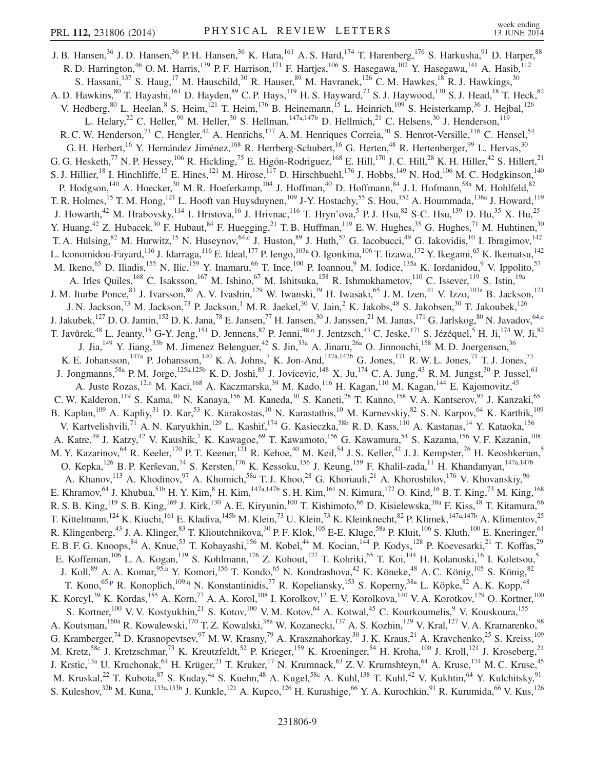J. B. Hansen,[36] J. D. Hansen,[36] P. H. Hansen,[36] K. Hara,[161] A. S. Hard,[174] T. Harenberg,[176] S. Harkusha,[91] D. Harper,[88] R. D. Harrington,[46] O. M. Harris,[139] P. F. Harrison,[171] F. Hartjes,[106] S. Hasegawa,[102] Y. Hasegawa,[141] A. Hasib,[112] S. Hassani,[137] S. Haug,[17] M. Hauschild,[30] R. Hauser,[89] M. Havranek,[126] C. M. Hawkes,[18] R. J. Hawkings,[30] A. D. Hawkins,[80] T. Hayashi,[161] D. Hayden,[89] C. P. Hays,[119] H. S. Hayward,[73] S. J. Haywood,[130] S. J. Head,[18] T. Heck,[82] V. Hedberg,[80] L. Heelan,[8] S. Heim,[121] T. Heim,[176] B. Heinemann,[15] L. Heinrich,[109] S. Heisterkamp,[36] J. Hejbal,[126] L. Helary,[22] C. Heller,[99] M. Heller,[30] S. Hellman,[147a,147b] D. Hellmich,[21] C. Helsens,[30] J. Henderson,[119] R. C. W. Henderson,[71] C. Hengler,[42] A. Henrichs,[177] A. M. Henriques Correia,[30] S. Henrot-Versille,[116] C. Hensel,[54] G. H. Herbert,[16] Y. Hernández Jiménez,[168] R. Herrberg-Schubert,[16] G. Herten,[48] R. Hertenberger,[99] L. Hervas,[30] G. G. Hesketh,[77] N. P. Hessey,[106] R. Hickling,[75] E. Higón-Rodriguez,[168] E. Hill,[170] J. C. Hill,[28] K. H. Hiller,[42] S. Hillert,[21] S. J. Hillier,[18] I. Hinchliffe,[15] E. Hines,[121] M. Hirose,[117] D. Hirschbuehl,[176] J. Hobbs,[149] N. Hod,[106] M. C. Hodgkinson,[140] P. Hodgson,[140] A. Hoecker,[30] M. R. Hoeferkamp,[104] J. Hoffman,[40] D. Hoffmann,[84] J. I. Hofmann,[58a] M. Hohlfeld,[82] T. R. Holmes,[15] T. M. Hong,[121] L. Hooft van Huysduynen,[109] J-Y. Hostachy,[55] S. Hou,[152] A. Hoummada,[136a] J. Howard,[119] J. Howarth,[42] M. Hrabovsky,[114] I. Hristova,[16] J. Hrivnac,[116] T. Hryn'ova,[5] P. J. Hsu,[82] S-C. Hsu,[139] D. Hu,[35] X. Hu,[25] Y. Huang,[42] Z. Hubacek,[30] F. Hubaut,[84] F. Huegging,[21] T. B. Huffman,[119] E. W. Hughes,[35] G. Hughes,[71] M. Huhtinen,[30] T. A. Hülsing,[82] M. Hurwitz,[15] N. Huseynov,[64,c] J. Huston,[89] J. Huth,[57] G. Iacobucci,[49] G. Iakovidis,[10] I. Ibragimov,[142] L. Iconomidou-Fayard,[116] J. Idarraga,[116] E. Ideal,[177] P. Iengo,[103a] O. Igonkina,[106] T. Iizawa,[172] Y. Ikegami,[65] K. Ikematsu,[142] M. Ikeno,[65] D. Iliadis,[155] N. Ilic,[159] Y. Inamaru,[66] T. Ince,[100] P. Ioannou,[9] M. Iodice,[135a] K. Iordanidou,[9] V. Ippolito,[57] A. Irles Quiles,[168] C. Isaksson,[167] M. Ishino,[67] M. Ishitsuka,[158] R. Ishmukhametov,[110] C. Issever,[119] S. Istin,[19a] J. M. Iturbe Ponce,[83] J. Ivarsson,[80] A. V. Ivashin,[129] W. Iwanski,[39] H. Iwasaki,[65] J. M. Izen,[41] V. Izzo,[103a] B. Jackson,[121] J. N. Jackson,[73] M. Jackson,[73] P. Jackson,[1] M. R. Jaekel,[30] V. Jain,[2] K. Jakobs,[48] S. Jakobsen,[30] T. Jakoubek,[126] J. Jakubek,[127] D. O. Jamin,[152] D. K. Jana,[78] E. Jansen,[77] H. Jansen,[30] J. Janssen,[21] M. Janus,[171] G. Jarlskog,[80] N. Javadov,[64,c] T. Javůrek,[48] L. Jeanty,[15] G-Y. Jeng,[151] D. Jennens,[87] P. Jenni,[48,o] J. Jentzsch,[43] C. Jeske,[171] S. Jézéquel,[5] H. Ji,[174] W. Ji,[82] J. Jia,[149] Y. Jiang,[33b] M. Jimenez Belenguer,[42] S. Jin,[33a] A. Jinaru,[26a] O. Jinnouchi,[158] M. D. Joergensen,[36] K. E. Johansson,[147a] P. Johansson,[140] K. A. Johns,[7] K. Jon-And,[147a,147b] G. Jones,[171] R. W. L. Jones,[71] T. J. Jones,[73] J. Jongmanns,[58a] P. M. Jorge,[125a,125b] K. D. Joshi,[83] J. Jovicevic,[148] X. Ju,[174] C. A. Jung,[43] R. M. Jungst,[30] P. Jussel,[61] A. Juste Rozas,[12,n] M. Kaci,[168] A. Kaczmarska,[39] M. Kado,[116] H. Kagan,[110] M. Kagan,[144] E. Kajomovitz,[45] C. W. Kalderon,[119] S. Kama,[40] N. Kanaya,[156] M. Kaneda,[30] S. Kaneti,[28] T. Kanno,[158] V. A. Kantserov,[97] J. Kanzaki,[65] B. Kaplan,[109] A. Kapliy,[31] D. Kar,[53] K. Karakostas,[10] N. Karastathis,[10] M. Karnevskiy,[82] S. N. Karpov,[64] K. Karthik,[109] V. Kartvelishvili,[71] A. N. Karyukhin,[129] L. Kashif,[174] G. Kasieczka,[58b] R. D. Kass,[110] A. Kastanas,[14] Y. Kataoka,[156] A. Katre,[49] J. Katzy,[42] V. Kaushik,[7] K. Kawagoe,[69] T. Kawamoto,[156] G. Kawamura,[54] S. Kazama,[156] V. F. Kazanin,[108] M. Y. Kazarinov,[64] R. Keeler,[170] P. T. Keener,[121] R. Kehoe,[40] M. Keil,[54] J. S. Keller,[42] J. J. Kempster,[76] H. Keoshkerian,[5] O. Kepka,[126] B. P. Kerševan,[74] S. Kersten,[176] K. Kessoku,[156] J. Keung,[159] F. Khalil-zada,[11] H. Khandanyan,[147a,147b] A. Khanov,[113] A. Khodinov,[97] A. Khomich,[58a] T. J. Khoo,[28] G. Khoriauli,[21] A. Khoroshilov,[176] V. Khovanskiy,[96] E. Khramov,[64] J. Khubua,[51b] H. Y. Kim,[8] H. Kim,[147a,147b] S. H. Kim,[161] N. Kimura,[172] O. Kind,[16] B. T. King,[73] M. King,[168] R. S. B. King,[119] S. B. King,[169] J. Kirk,[130] A. E. Kiryunin,[100] T. Kishimoto,[66] D. Kisielewska,[38a] F. Kiss,[48] T. Kitamura,[66] T. Kittelmann,[124] K. Kiuchi,[161] E. Kladiva,[145b] M. Klein,[73] U. Klein,[73] K. Kleinknecht,[82] P. Klimek,[147a,147b] A. Klimentov,[25] R. Klingenberg,[43] J. A. Klinger,[83] T. Klioutchnikova,[30] P. F. Klok,[105] E-E. Kluge,[58a] P. Kluit,[106] S. Kluth,[100] E. Kneringer,[61] E. B. F. G. Knoops,[84] A. Knue,[53] T. Kobayashi,[156] M. Kobel,[44] M. Kocian,[144] P. Kodys,[128] P. Koevesarki,[21] T. Koffas,[29] E. Koffeman,[106] L. A. Kogan,[119] S. Kohlmann,[176] Z. Kohout,[127] T. Kohriki,[65] T. Koi,[144] H. Kolanoski,[16] I. Koletsou,[5] J. Koll,[89] A. A. Komar,[95,a] Y. Komori,[156] T. Kondo,[65] N. Kondrashova,[42] K. Köneke,[48] A. C. König,[105] S. König,[82] T. Kono,[65,p] R. Konoplich,[109,q] N. Konstantinidis,[77] R. Kopeliansky,[153] S. Koperny,[38a] L. Köpke,[82] A. K. Kopp,[48] K. Korcyl,[39] K. Kordas,[155] A. Korn,[77] A. A. Korol,[108] I. Korolkov,[12] E. V. Korolkova,[140] V. A. Korotkov,[129] O. Kortner,[100] S. Kortner,[100] V. V. Kostyukhin,[21] S. Kotov,[100] V. M. Kotov,[64] A. Kotwal,[45] C. Kourkoumelis,[9] V. Kouskoura,[155] A. Koutsman,[160a] R. Kowalewski,[170] T. Z. Kowalski,[38a] W. Kozanecki,[137] A. S. Kozhin,[129] V. Kral,[127] V. A. Kramarenko,[98] G. Kramberger,[74] D. Krasnopevtsev,[97] M. W. Krasny,[79] A. Krasznahorkay,[30] J. K. Kraus,[21] A. Kravchenko,[25] S. Kreiss,[109] M. Kretz,[58c] J. Kretzschmar,[73] K. Kreutzfeldt,[52] P. Krieger,[159] K. Kroeninger,[54] H. Kroha,[100] J. Kroll,[121] J. Kroseberg,[21] J. Krstic,[13a] U. Kruchonak,[64] H. Krüger,[21] T. Kruker,[17] N. Krumnack,[63] Z. V. Krumshteyn,[64] A. Kruse,[174] M. C. Kruse,[45] M. Kruskal,[22] T. Kubota,[87] S. Kuday,[4a] S. Kuehn,[48] A. Kugel,[58c] A. Kuhl,[138] T. Kuhl,[42] V. Kukhtin,[64] Y. Kulchitsky,[91] S. Kuleshov,[32b] M. Kuna,[133a,133b] J. Kunkle,[121] A. Kupco,[126] H. Kurashige,[66] Y. A. Kurochkin,[91] R. Kurumida,[66] V. Kus,[126]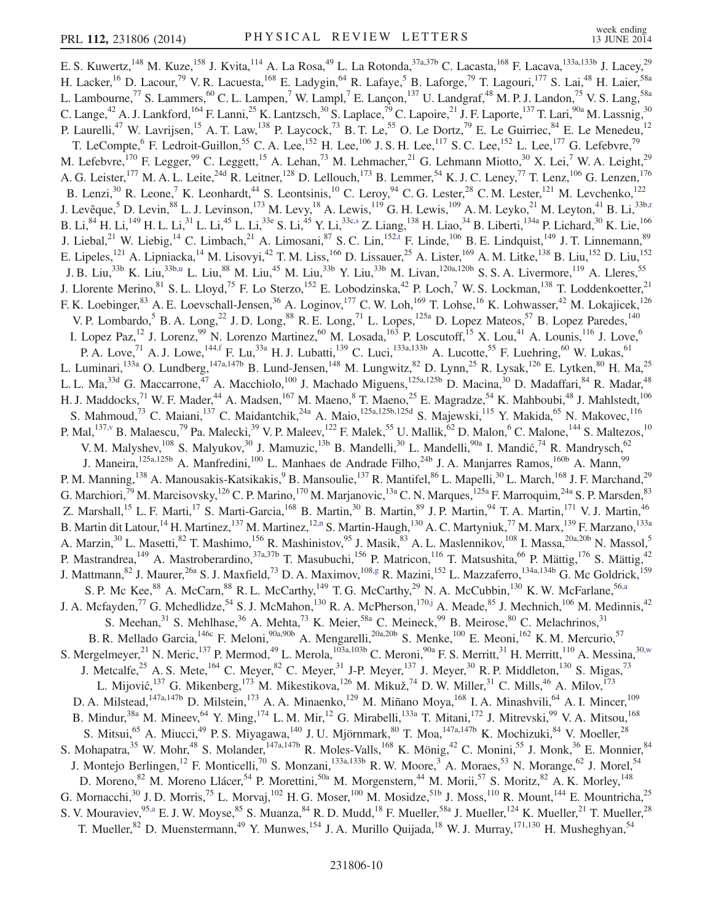E. S. Kuwertz,[148] M. Kuze,[158] J. Kvita,[114] A. La Rosa,[49] L. La Rotonda,[37a,37b] C. Lacasta,[168] F. Lacava,[133a,133b] J. Lacey,[29] H. Lacker,[16] D. Lacour,[79] V. R. Lacuesta,[168] E. Ladygin,[64] R. Lafaye,[5] B. Laforge,[79] T. Lagouri,[177] S. Lai,[48] H. Laier,[58a] L. Lambourne,[77] S. Lammers,[60] C. L. Lampen,[7] W. Lampl,[7] E. Lançon,[137] U. Landgraf,[48] M. P. J. Landon,[75] V. S. Lang,[58a] C. Lange,[42] A. J. Lankford,[164] F. Lanni,[25] K. Lantzsch,[30] S. Laplace,[79] C. Lapoire,[21] J. F. Laporte,[137] T. Lari,[90a] M. Lassnig,[30] P. Laurelli,[47] W. Lavrijsen,[15] A. T. Law,[138] P. Laycock,[73] B. T. Le,[55] O. Le Dortz,[79] E. Le Guirriec,[84] E. Le Menedeu,[12] T. LeCompte,[6] F. Ledroit-Guillon,[55] C. A. Lee,[152] H. Lee,[106] J. S. H. Lee,[117] S. C. Lee,[152] L. Lee,[177] G. Lefebvre,[79] M. Lefebvre,[170] F. Legger,[99] C. Leggett,[15] A. Lehan,[73] M. Lehmacher,[21] G. Lehmann Miotto,[30] X. Lei,[7] W. A. Leight,[29] A. G. Leister,[177] M. A. L. Leite,[24d] R. Leitner,[128] D. Lellouch,[173] B. Lemmer,[54] K. J. C. Leney,[77] T. Lenz,[106] G. Lenzen,[176] B. Lenzi,[30] R. Leone,[7] K. Leonhardt,[44] S. Leontsinis,[10] C. Leroy,[94] C. G. Lester,[28] C. M. Lester,[121] M. Levchenko,[122] J. Levêque,[5] D. Levin,[88] L. J. Levinson,[173] M. Levy,[18] A. Lewis,[119] G. H. Lewis,[109] A. M. Leyko,[21] M. Leyton,[41] B. Li,[33b,r] B. Li,[84] H. Li,[149] H. L. Li,[31] L. Li,[45] L. Li,[33e] S. Li,[45] Y. Li,[33c,s] Z. Liang,[138] H. Liao,[34] B. Liberti,[134a] P. Lichard,[30] K. Lie,[166] J. Liebal,[21] W. Liebig,[14] C. Limbach,[21] A. Limosani,[87] S. C. Lin,[152,t] F. Linde,[106] B. E. Lindquist,[149] J. T. Linnemann,[89] E. Lipeles,[121] A. Lipniacka,[14] M. Lisovyi,[42] T. M. Liss,[166] D. Lissauer,[25] A. Lister,[169] A. M. Litke,[138] B. Liu,[152] D. Liu,[152] J. B. Liu,[33b] K. Liu,[33b,u] L. Liu,[88] M. Liu,[45] M. Liu,[33b] Y. Liu,[33b] M. Livan,[120a,120b] S. S. A. Livermore,[119] A. Lleres,[55] J. Llorente Merino,[81] S. L. Lloyd,[75] F. Lo Sterzo,[152] E. Lobodzinska,[42] P. Loch,[7] W. S. Lockman,[138] T. Loddenkoetter,[21] F. K. Loebinger,[83] A. E. Loevschall-Jensen,[36] A. Loginov,[177] C. W. Loh,[169] T. Lohse,[16] K. Lohwasser,[42] M. Lokajicek,[126] V. P. Lombardo,[5] B. A. Long,[22] J. D. Long,[88] R. E. Long,[71] L. Lopes,[125a] D. Lopez Mateos,[57] B. Lopez Paredes,[140] I. Lopez Paz,[12] J. Lorenz,[99] N. Lorenzo Martinez,[60] M. Losada,[163] P. Loscutoff,[15] X. Lou,[41] A. Lounis,[116] J. Love,[6] P. A. Love,[71] A. J. Lowe,[144,f] F. Lu,[33a] H. J. Lubatti,[139] C. Luci,[133a,133b] A. Lucotte,[55] F. Luehring,[60] W. Lukas,[61] L. Luminari,[133a] O. Lundberg,[147a,147b] B. Lund-Jensen,[148] M. Lungwitz,[82] D. Lynn,[25] R. Lysak,[126] E. Lytken,[80] H. Ma,[25] L. L. Ma,[33d] G. Maccarrone,[47] A. Macchiolo,[100] J. Machado Miguens,[125a,125b] D. Macina,[30] D. Madaffari,[84] R. Madar,[48] H. J. Maddocks,[71] W. F. Mader,[44] A. Madsen,[167] M. Maeno,[8] T. Maeno,[25] E. Magradze,[54] K. Mahboubi,[48] J. Mahlstedt,[106] S. Mahmoud,[73] C. Maiani,[137] C. Maidantchik,[24a] A. Maio,[125a,125b,125d] S. Majewski,[115] Y. Makida,[65] N. Makovec,[116] P. Mal,[137,v] B. Malaescu,[79] Pa. Malecki,[39] V. P. Maleev,[122] F. Malek,[55] U. Mallik,[62] D. Malon,[6] C. Malone,[144] S. Maltezos,[10] V. M. Malyshev,[108] S. Malyukov,[30] J. Mamuzic,[13b] B. Mandelli,[30] L. Mandelli,[90a] I. Mandić,[74] R. Mandrysch,[62] J. Maneira,[125a,125b] A. Manfredini,[100] L. Manhaes de Andrade Filho,[24b] J. A. Manjarres Ramos,[160b] A. Mann,[99] P. M. Manning,[138] A. Manousakis-Katsikakis,[9] B. Mansoulie,[137] R. Mantifel,[86] L. Mapelli,[30] L. March,[168] J. F. Marchand,[29] G. Marchiori,[79] M. Marcisovsky,[126] C. P. Marino,[170] M. Marjanovic,[13a] C. N. Marques,[125a] F. Marroquim,[24a] S. P. Marsden,[83] Z. Marshall,[15] L. F. Marti,[17] S. Marti-Garcia,[168] B. Martin,[30] B. Martin,[89] J. P. Martin,[94] T. A. Martin,[171] V. J. Martin,[46] B. Martin dit Latour,[14] H. Martinez,[137] M. Martinez,[12,n] S. Martin-Haugh,[130] A. C. Martyniuk,[77] M. Marx,[139] F. Marzano,[133a] A. Marzin,[30] L. Masetti,[82] T. Mashimo,[156] R. Mashinistov,[95] J. Masik,[83] A. L. Maslennikov,[108] I. Massa,[20a,20b] N. Massol,[5] P. Mastrandrea,[149] A. Mastroberardino,[37a,37b] T. Masubuchi,[156] P. Matricon,[116] T. Matsushita,[66] P. Mättig,[176] S. Mättig,[42] J. Mattmann,[82] J. Maurer,[26a] S. J. Maxfield,[73] D. A. Maximov,[108,g] R. Mazini,[152] L. Mazzaferro,[134a,134b] G. Mc Goldrick,[159] S. P. Mc Kee,[88] A. McCarn,[88] R. L. McCarthy,[149] T. G. McCarthy,[29] N. A. McCubbin,[130] K. W. McFarlane,[56,a] J. A. Mcfayden,[77] G. Mchedlidze,[54] S. J. McMahon,[130] R. A. McPherson,[170,j] A. Meade,[85] J. Mechnich,[106] M. Medinnis,[42] S. Meehan,[31] S. Mehlhase,[36] A. Mehta,[73] K. Meier,[58a] C. Meineck,[99] B. Meirose,[80] C. Melachrinos,[31] B. R. Mellado Garcia,[146c] F. Meloni,[90a,90b] A. Mengarelli,[20a,20b] S. Menke,[100] E. Meoni,[162] K. M. Mercurio,[57] S. Mergelmeyer,[21] N. Meric,[137] P. Mermod,[49] L. Merola,[103a,103b] C. Meroni,[90a] F. S. Merritt,[31] H. Merritt,[110] A. Messina,[30,w] J. Metcalfe,[25] A. S. Mete,[164] C. Meyer,[82] C. Meyer,[31] J-P. Meyer,[137] J. Meyer,[30] R. P. Middleton,[130] S. Migas,[73] L. Mijović,[137] G. Mikenberg,[173] M. Mikestikova,[126] M. Mikuž,[74] D. W. Miller,[31] C. Mills,[46] A. Milov,[173] D. A. Milstead,[147a,147b] D. Milstein,[173] A. A. Minaenko,[129] M. Miñano Moya,[168] I. A. Minashvili,[64] A. I. Mincer,[109] B. Mindur,[38a] M. Mineev,[64] Y. Ming,[174] L. M. Mir,[12] G. Mirabelli,[133a] T. Mitani,[172] J. Mitrevski,[99] V. A. Mitsou,[168] S. Mitsui,[65] A. Miucci,[49] P. S. Miyagawa,[140] J. U. Mjörnmark,[80] T. Moa,[147a,147b] K. Mochizuki,[84] V. Moeller,[28] S. Mohapatra,[35] W. Mohr,[48] S. Molander,[147a,147b] R. Moles-Valls,[168] K. Mönig,[42] C. Monini,[55] J. Monk,[36] E. Monnier,[84] J. Montejo Berlingen,[12] F. Monticelli,[70] S. Monzani,[133a,133b] R. W. Moore,[3] A. Moraes,[53] N. Morange,[62] J. Morel,[54] D. Moreno,[82] M. Moreno Llácer,[54] P. Morettini,[50a] M. Morgenstern,[44] M. Morii,[57] S. Moritz,[82] A. K. Morley,[148] G. Mornacchi,[30] J. D. Morris,[75] L. Morvaj,[102] H. G. Moser,[100] M. Mosidze,[51b] J. Moss,[110] R. Mount,[144] E. Mountricha,[25] S. V. Mouraviev,[95,a] E. J. W. Moyse,[85] S. Muanza,[84] R. D. Mudd,[18] F. Mueller,[58a] J. Mueller,[124] K. Mueller,[21] T. Mueller,[28] T. Mueller,[82] D. Muenstermann,[49] Y. Munwes,[154] J. A. Murillo Quijada,[18] W. J. Murray,[171,130] H. Musheghyan,[54]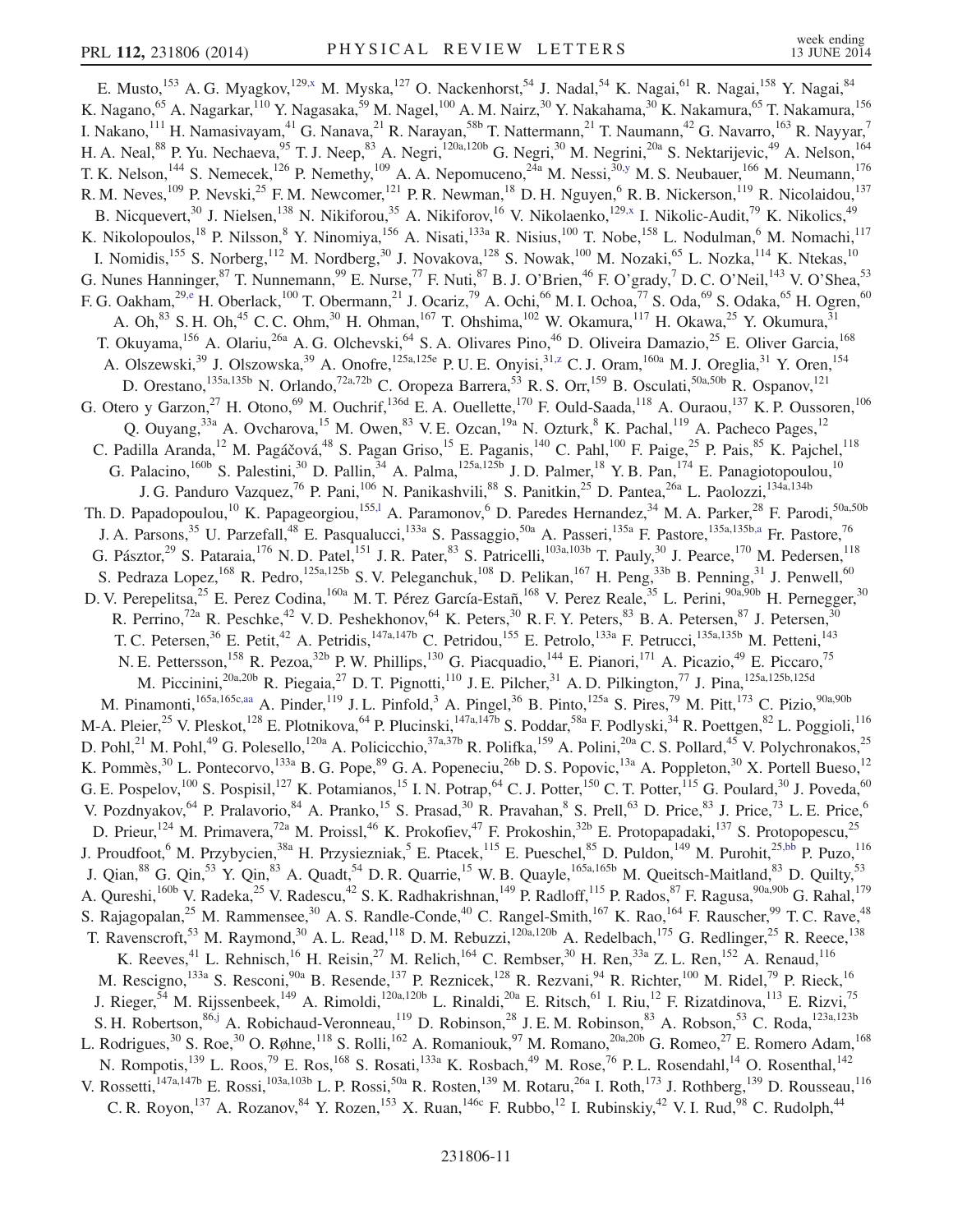E. Musto,[153] A. G. Myagkov,[129,x] M. Myska,[127] O. Nackenhorst,[54] J. Nadal,[54] K. Nagai,[61] R. Nagai,[158] Y. Nagai,[84] K. Nagano,[65] A. Nagarkar,[110] Y. Nagasaka,[59] M. Nagel,[100] A. M. Nairz,[30] Y. Nakahama,[30] K. Nakamura,[65] T. Nakamura,[156] I. Nakano,[111] H. Namasivayam,[41] G. Nanava,[21] R. Narayan,[58b] T. Nattermann,[21] T. Naumann,[42] G. Navarro,[163] R. Nayyar,[7] H. A. Neal,[88] P. Yu. Nechaeva,[95] T. J. Neep,[83] A. Negri,[120a,120b] G. Negri,[30] M. Negrini,[20a] S. Nektarijevic,[49] A. Nelson,[164] T. K. Nelson,[144] S. Nemecek,[126] P. Nemethy,[109] A. A. Nepomuceno,[24a] M. Nessi,[30,y] M. S. Neubauer,[166] M. Neumann,[176] R. M. Neves,[109] P. Nevski,[25] F. M. Newcomer,[121] P. R. Newman,[18] D. H. Nguyen,[6] R. B. Nickerson,[119] R. Nicolaidou,[137] B. Nicquevert,[30] J. Nielsen,[138] N. Nikiforou,[35] A. Nikiforov,[16] V. Nikolaenko,[129,x] I. Nikolic-Audit,[79] K. Nikolics,[49] K. Nikolopoulos,[18] P. Nilsson,[8] Y. Ninomiya,[156] A. Nisati,[133a] R. Nisius,[100] T. Nobe,[158] L. Nodulman,[6] M. Nomachi,[117] I. Nomidis,[155] S. Norberg,[112] M. Nordberg,[30] J. Novakova,[128] S. Nowak,[100] M. Nozaki,[65] L. Nozka,[114] K. Ntekas,[10] G. Nunes Hanninger,[87] T. Nunnemann,[99] E. Nurse,[77] F. Nuti,[87] B. J. O'Brien,[46] F. O'grady,[7] D. C. O'Neil,[143] V. O'Shea,[53] F. G. Oakham,[29,e] H. Oberlack,[100] T. Obermann,[21] J. Ocariz,[79] A. Ochi,[66] M. I. Ochoa,[77] S. Oda,[69] S. Odaka,[65] H. Ogren,[60] A. Oh,[83] S. H. Oh,[45] C. C. Ohm,[30] H. Ohman,[167] T. Ohshima,[102] W. Okamura,[117] H. Okawa,[25] Y. Okumura,[31] T. Okuyama,[156] A. Olariu,[26a] A. G. Olchevski,[64] S. A. Olivares Pino,[46] D. Oliveira Damazio,[25] E. Oliver Garcia,[168] A. Olszewski,[39] J. Olszowska,[39] A. Onofre,[125a,125e] P. U. E. Onyisi,[31,z] C. J. Oram,[160a] M. J. Oreglia,[31] Y. Oren,[154] D. Orestano,[135a,135b] N. Orlando,[72a,72b] C. Oropeza Barrera,[53] R. S. Orr,[159] B. Osculati,[50a,50b] R. Ospanov,[121] G. Otero y Garzon,[27] H. Otono,[69] M. Ouchrif,[136d] E. A. Ouellette,[170] F. Ould-Saada,[118] A. Ouraou,[137] K. P. Oussoren,[106] Q. Ouyang,[33a] A. Ovcharova,[15] M. Owen,[83] V. E. Ozcan,[19a] N. Ozturk,[8] K. Pachal,[119] A. Pacheco Pages,[12] C. Padilla Aranda,[12] M. Pagáčová,[48] S. Pagan Griso,[15] E. Paganis,[140] C. Pahl,[100] F. Paige,[25] P. Pais,[85] K. Pajchel,[118] G. Palacino,[160b] S. Palestini,[30] D. Pallin,[34] A. Palma,[125a,125b] J. D. Palmer,[18] Y. B. Pan,[174] E. Panagiotopoulou,[10] J. G. Panduro Vazquez,[76] P. Pani,[106] N. Panikashvili,[88] S. Panitkin,[25] D. Pantea,[26a] L. Paolozzi,[134a,134b] Th. D. Papadopoulou,[10] K. Papageorgiou,[155,l] A. Paramonov,[6] D. Paredes Hernandez,[34] M. A. Parker,[28] F. Parodi,[50a,50b] J. A. Parsons,[35] U. Parzefall,[48] E. Pasqualucci,[133a] S. Passaggio,[50a] A. Passeri,[135a] F. Pastore,[135a,135b,a] Fr. Pastore,[76] G. Pásztor,[29] S. Pataraia,[176] N. D. Patel,[151] J. R. Pater,[83] S. Patricelli,[103a,103b] T. Pauly,[30] J. Pearce,[170] M. Pedersen,[118] S. Pedraza Lopez,[168] R. Pedro,[125a,125b] S. V. Peleganchuk,[108] D. Pelikan,[167] H. Peng,[33b] B. Penning,[31] J. Penwell,[60] D. V. Perepelitsa,[25] E. Perez Codina,[160a] M. T. Pérez García-Estañ,[168] V. Perez Reale,[35] L. Perini,[90a,90b] H. Pernegger,[30] R. Perrino,[72a] R. Peschke,[42] V. D. Peshekhonov,[64] K. Peters,[30] R. F. Y. Peters,[83] B. A. Petersen,[87] J. Petersen,[30] T. C. Petersen,[36] E. Petit,[42] A. Petridis,[147a,147b] C. Petridou,[155] E. Petrolo,[133a] F. Petrucci,[135a,135b] M. Petteni,[143] N. E. Pettersson,[158] R. Pezoa,[32b] P. W. Phillips,[130] G. Piacquadio,[144] E. Pianori,[171] A. Picazio,[49] E. Piccaro,[75] M. Piccinini,[20a,20b] R. Piegaia,[27] D. T. Pignotti,[110] J. E. Pilcher,[31] A. D. Pilkington,[77] J. Pina,[125a,125b,125d] M. Pinamonti,[165a,165c,aa] A. Pinder,[119] J. L. Pinfold,[3] A. Pingel,[36] B. Pinto,[125a] S. Pires,[79] M. Pitt,[173] C. Pizio,[90a,90b] M-A. Pleier,[25] V. Pleskot,[128] E. Plotnikova,[64] P. Plucinski,[147a,147b] S. Poddar,[58a] F. Podlyski,[34] R. Poettgen,[82] L. Poggioli,[116] D. Pohl,[21] M. Pohl,[49] G. Polesello,[120a] A. Policicchio,[37a,37b] R. Polifka,[159] A. Polini,[20a] C. S. Pollard,[45] V. Polychronakos,[25] K. Pommès,[30] L. Pontecorvo,[133a] B. G. Pope,[89] G. A. Popeneciu,[26b] D. S. Popovic,[13a] A. Poppleton,[30] X. Portell Bueso,[12] G. E. Pospelov,[100] S. Pospisil,[127] K. Potamianos,[15] I. N. Potrap,[64] C. J. Potter,[150] C. T. Potter,[115] G. Poulard,[30] J. Poveda,[60] V. Pozdnyakov,[64] P. Pralavorio,[84] A. Pranko,[15] S. Prasad,[30] R. Pravahan,[8] S. Prell,[63] D. Price,[83] J. Price,[73] L. E. Price,[6] D. Prieur,[124] M. Primavera,[72a] M. Proissl,[46] K. Prokofiev,[47] F. Prokoshin,[32b] E. Protopapadaki,[137] S. Protopopescu,[25] J. Proudfoot,[6] M. Przybycien,[38a] H. Przysiezniak,[5] E. Ptacek,[115] E. Pueschel,[85] D. Puldon,[149] M. Purohit,[25,bb] P. Puzo,[116] J. Qian,[88] G. Qin,[53] Y. Qin,[83] A. Quadt,[54] D. R. Quarrie,[15] W. B. Quayle,[165a,165b] M. Queitsch-Maitland,[83] D. Quilty,[53] A. Qureshi,[160b] V. Radeka,[25] V. Radescu,[42] S. K. Radhakrishnan,[149] P. Radloff,[115] P. Rados,[87] F. Ragusa,[90a,90b] G. Rahal,[179] S. Rajagopalan,[25] M. Rammensee,[30] A. S. Randle-Conde,[40] C. Rangel-Smith,[167] K. Rao,[164] F. Rauscher,[99] T. C. Rave,[48] T. Ravenscroft,[53] M. Raymond,[30] A. L. Read,[118] D. M. Rebuzzi,[120a,120b] A. Redelbach,[175] G. Redlinger,[25] R. Reece,[138] K. Reeves,[41] L. Rehnisch,[16] H. Reisin,[27] M. Relich,[164] C. Rembser,[30] H. Ren,[33a] Z. L. Ren,[152] A. Renaud,[116] M. Rescigno,[133a] S. Resconi,[90a] B. Resende,[137] P. Reznicek,[128] R. Rezvani,[94] R. Richter,[100] M. Ridel,[79] P. Rieck,[16] J. Rieger,[54] M. Rijssenbeek,[149] A. Rimoldi,[120a,120b] L. Rinaldi,[20a] E. Ritsch,[61] I. Riu,[12] F. Rizatdinova,[113] E. Rizvi,[75] S. H. Robertson,[86,j] A. Robichaud-Veronneau,[119] D. Robinson,[28] J. E. M. Robinson,[83] A. Robson,[53] C. Roda,[123a,123b] L. Rodrigues,[30] S. Roe,[30] O. Røhne,[118] S. Rolli,[162] A. Romaniouk,[97] M. Romano,[20a,20b] G. Romeo,[27] E. Romero Adam,[168] N. Rompotis,[139] L. Roos,[79] E. Ros,[168] S. Rosati,[133a] K. Rosbach,[49] M. Rose,[76] P. L. Rosendahl,[14] O. Rosenthal,[142] V. Rossetti,[147a,147b] E. Rossi,[103a,103b] L. P. Rossi,[50a] R. Rosten,[139] M. Rotaru,[26a] I. Roth,[173] J. Rothberg,[139] D. Rousseau,[116] C. R. Royon,[137] A. Rozanov,[84] Y. Rozen,[153] X. Ruan,[146c] F. Rubbo,[12] I. Rubinskiy,[42] V. I. Rud,[98] C. Rudolph,[44]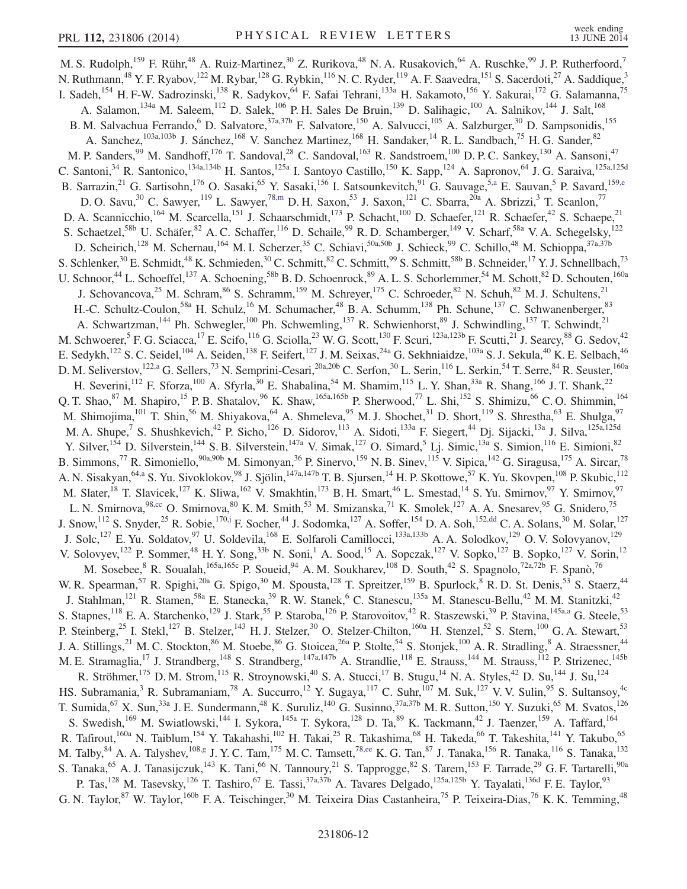M. S. Rudolph,[159] F. Rühr,[48] A. Ruiz-Martinez,[30] Z. Rurikova,[48] N. A. Rusakovich,[64] A. Ruschke,[99] J. P. Rutherfoord,[7] N. Ruthmann,[48] Y. F. Ryabov,[122] M. Rybar,[128] G. Rybkin,[116] N. C. Ryder,[119] A. F. Saavedra,[151] S. Sacerdoti,[27] A. Saddique,[3] I. Sadeh,[154] H. F-W. Sadrozinski,[138] R. Sadykov,[64] F. Safai Tehrani,[133a] H. Sakamoto,[156] Y. Sakurai,[172] G. Salamanna,[75] A. Salamon,[134a] M. Saleem,[112] D. Salek,[106] P. H. Sales De Bruin,[139] D. Salihagic,[100] A. Salnikov,[144] J. Salt,[168] B. M. Salvachua Ferrando,[6] D. Salvatore,[37a,37b] F. Salvatore,[150] A. Salvucci,[105] A. Salzburger,[30] D. Sampsonidis,[155] A. Sanchez,[103a,103b] J. Sánchez,[168] V. Sanchez Martinez,[168] H. Sandaker,[14] R. L. Sandbach,[75] H. G. Sander,[82] M. P. Sanders,[99] M. Sandhoff,[176] T. Sandoval,[28] C. Sandoval,[163] R. Sandstroem,[100] D. P. C. Sankey,[130] A. Sansoni,[47] C. Santoni,[34] R. Santonico,[134a,134b] H. Santos,[125a] I. Santoyo Castillo,[150] K. Sapp,[124] A. Sapronov,[64] J. G. Saraiva,[125a,125d] B. Sarrazin,[21] G. Sartisohn,[176] O. Sasaki,[65] Y. Sasaki,[156] I. Satsounkevitch,[91] G. Sauvage,[5,a] E. Sauvan,[5] P. Savard,[159,e] D. O. Savu,[30] C. Sawyer,[119] L. Sawyer,[78,m] D. H. Saxon,[53] J. Saxon,[121] C. Sbarra,[20a] A. Sbrizzi,[3] T. Scanlon,[77] D. A. Scannicchio,[164] M. Scarcella,[151] J. Schaarschmidt,[173] P. Schacht,[100] D. Schaefer,[121] R. Schaefer,[42] S. Schaepe,[21] S. Schaetzel,[58b] U. Schäfer,[82] A. C. Schaffer,[116] D. Schaile,[99] R. D. Schamberger,[149] V. Scharf,[58a] V. A. Schegelsky,[122] D. Scheirich,[128] M. Schernau,[164] M. I. Scherzer,[35] C. Schiavi,[50a,50b] J. Schieck,[99] C. Schillo,[48] M. Schioppa,[37a,37b] S. Schlenker,[30] E. Schmidt,[48] K. Schmieden,[30] C. Schmitt,[82] C. Schmitt,[99] S. Schmitt,[58b] B. Schneider,[17] Y. J. Schnellbach,[73] U. Schnoor,[44] L. Schoeffel,[137] A. Schoening,[58b] B. D. Schoenrock,[89] A. L. S. Schorlemmer,[54] M. Schott,[82] D. Schouten,[160a] J. Schovancova,[25] M. Schram,[86] S. Schramm,[159] M. Schreyer,[175] C. Schroeder,[82] N. Schuh,[82] M. J. Schultens,[21] H.-C. Schultz-Coulon,[58a] H. Schulz,[16] M. Schumacher,[48] B. A. Schumm,[138] Ph. Schune,[137] C. Schwanenberger,[83] A. Schwartzman,[144] Ph. Schwegler,[100] Ph. Schwemling,[137] R. Schwienhorst,[89] J. Schwindling,[137] T. Schwindt,[21] M. Schwoerer,[5] F. G. Sciacca,[17] E. Scifo,[116] G. Sciolla,[23] W. G. Scott,[130] F. Scuri,[123a,123b] F. Scutti,[21] J. Searcy,[88] G. Sedov,[42] E. Sedykh,[122] S. C. Seidel,[104] A. Seiden,[138] F. Seifert,[127] J. M. Seixas,[24a] G. Sekhniaidze,[103a] S. J. Sekula,[40] K. E. Selbach,[46] D. M. Seliverstov,[122,a] G. Sellers,[73] N. Semprini-Cesari,[20a,20b] C. Serfon,[30] L. Serin,[116] L. Serkin,[54] T. Serre,[84] R. Seuster,[160a] H. Severini,[112] F. Sforza,[100] A. Sfyrla,[30] E. Shabalina,[54] M. Shamim,[115] L. Y. Shan,[33a] R. Shang,[166] J. T. Shank,[22] Q. T. Shao,[87] M. Shapiro,[15] P. B. Shatalov,[96] K. Shaw,[165a,165b] P. Sherwood,[77] L. Shi,[152] S. Shimizu,[66] C. O. Shimmin,[164] M. Shimojima,[101] T. Shin,[56] M. Shiyakova,[64] A. Shmeleva,[95] M. J. Shochet,[31] D. Short,[119] S. Shrestha,[63] E. Shulga,[97] M. A. Shupe,[7] S. Shushkevich,[42] P. Sicho,[126] D. Sidorov,[113] A. Sidoti,[133a] F. Siegert,[44] Dj. Sijacki,[13a] J. Silva,[125a,125d] Y. Silver,[154] D. Silverstein,[144] S. B. Silverstein,[147a] V. Simak,[127] O. Simard,[5] Lj. Simic,[13a] S. Simion,[116] E. Simioni,[82] B. Simmons,[77] R. Simoniello,[90a,90b] M. Simonyan,[36] P. Sinervo,[159] N. B. Sinev,[115] V. Sipica,[142] G. Siragusa,[175] A. Sircar,[78] A. N. Sisakyan,[64,a] S. Yu. Sivoklokov,[98] J. Sjölin,[147a,147b] T. B. Sjursen,[14] H. P. Skottowe,[57] K. Yu. Skovpen,[108] P. Skubic,[112] M. Slater,[18] T. Slavicek,[127] K. Sliwa,[162] V. Smakhtin,[173] B. H. Smart,[46] L. Smestad,[14] S. Yu. Smirnov,[97] Y. Smirnov,[97] L. N. Smirnova,[98,cc] O. Smirnova,[80] K. M. Smith,[53] M. Smizanska,[71] K. Smolek,[127] A. A. Snesarev,[95] G. Snidero,[75] J. Snow,[112] S. Snyder,[25] R. Sobie,[170,j] F. Socher,[44] J. Sodomka,[127] A. Soffer,[154] D. A. Soh,[152,dd] C. A. Solans,[30] M. Solar,[127] J. Solc,[127] E. Yu. Soldatov,[97] U. Soldevila,[168] E. Solfaroli Camillocci,[133a,133b] A. A. Solodkov,[129] O. V. Solovyanov,[129] V. Solovyev,[122] P. Sommer,[48] H. Y. Song,[33b] N. Soni,[1] A. Sood,[15] A. Sopczak,[127] V. Sopko,[127] B. Sopko,[127] V. Sorin,[12] M. Sosebee,[8] R. Soualah,[165a,165c] P. Soueid,[94] A. M. Soukharev,[108] D. South,[42] S. Spagnolo,[72a,72b] F. Spanò,[76] W. R. Spearman,[57] R. Spighi,[20a] G. Spigo,[30] M. Spousta,[128] T. Spreitzer,[159] B. Spurlock,[8] R. D. St. Denis,[53] S. Staerz,[44] J. Stahlman,[121] R. Stamen,[58a] E. Stanecka,[39] R. W. Stanek,[6] C. Stanescu,[135a] M. Stanescu-Bellu,[42] M. M. Stanitzki,[42] S. Stapnes,[118] E. A. Starchenko,[129] J. Stark,[55] P. Staroba,[126] P. Starovoitov,[42] R. Staszewski,[39] P. Stavina,[145a,a] G. Steele,[53] P. Steinberg,[25] I. Stekl,[127] B. Stelzer,[143] H. J. Stelzer,[30] O. Stelzer-Chilton,[160a] H. Stenzel,[52] S. Stern,[100] G. A. Stewart,[53] J. A. Stillings,[21] M. C. Stockton,[86] M. Stoebe,[86] G. Stoicea,[26a] P. Stolte,[54] S. Stonjek,[100] A. R. Stradling,[8] A. Straessner,[44] M. E. Stramaglia,[17] J. Strandberg,[148] S. Strandberg,[147a,147b] A. Strandlie,[118] E. Strauss,[144] M. Strauss,[112] P. Strizenec,[145b] R. Ströhmer,[175] D. M. Strom,[115] R. Stroynowski,[40] S. A. Stucci,[17] B. Stugu,[14] N. A. Styles,[42] D. Su,[144] J. Su,[124] HS. Subramania,[3] R. Subramaniam,[78] A. Succurro,[12] Y. Sugaya,[117] C. Suhr,[107] M. Suk,[127] V. V. Sulin,[95] S. Sultansoy,[4c] T. Sumida,[67] X. Sun,[33a] J. E. Sundermann,[48] K. Suruliz,[140] G. Susinno,[37a,37b] M. R. Sutton,[150] Y. Suzuki,[65] M. Svatos,[126] S. Swedish,[169] M. Swiatlowski,[144] I. Sykora,[145a] T. Sykora,[128] D. Ta,[89] K. Tackmann,[42] J. Taenzer,[159] A. Taffard,[164] R. Tafirout,[160a] N. Taiblum,[154] Y. Takahashi,[102] H. Takai,[25] R. Takashima,[68] H. Takeda,[66] T. Takeshita,[141] Y. Takubo,[65] M. Talby,[84] A. A. Talyshev,[108,g] J. Y. C. Tam,[175] M. C. Tamsett,[78,ee] K. G. Tan,[87] J. Tanaka,[156] R. Tanaka,[116] S. Tanaka,[132] S. Tanaka,[65] A. J. Tanasijczuk,[143] K. Tani,[66] N. Tannoury,[21] S. Tapprogge,[82] S. Tarem,[153] F. Tarrade,[29] G. F. Tartarelli,[90a] P. Tas,[128] M. Tasevsky,[126] T. Tashiro,[67] E. Tassi,[37a,37b] A. Tavares Delgado,[125a,125b] Y. Tayalati,[136d] F. E. Taylor,[93] G. N. Taylor,[87] W. Taylor,[160b] F. A. Teischinger,[30] M. Teixeira Dias Castanheira,[75] P. Teixeira-Dias,[76] K. K. Temming,[48]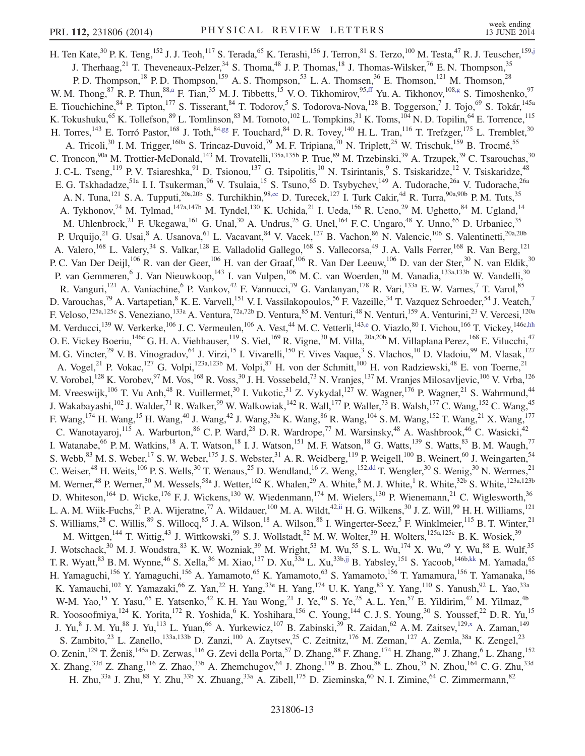H. Ten Kate,[30] P. K. Teng,[152] J. J. Teoh,[117] S. Terada,[65] K. Terashi,[156] J. Terron,[81] S. Terzo,[100] M. Testa,[47] R. J. Teuscher,[159,j] J. Therhaag,[21] T. Theveneaux-Pelzer,[34] S. Thoma,[48] J. P. Thomas,[18] J. Thomas-Wilsker,[76] E. N. Thompson,[35] P. D. Thompson,[18] P. D. Thompson,[159] A. S. Thompson,[53] L. A. Thomsen,[36] E. Thomson,[121] M. Thomson,[28] W. M. Thong,[87] R. P. Thun,[88,a] F. Tian,[35] M. J. Tibbetts,[15] V. O. Tikhomirov,[95,ff] Yu. A. Tikhonov,[108,g] S. Timoshenko,[97] E. Tiouchichine,[84] P. Tipton,[177] S. Tisserant,[84] T. Todorov,[5] S. Todorova-Nova,[128] B. Toggerson,[7] J. Tojo,[69] S. Tokár,[145a] K. Tokushuku,[65] K. Tollefson,[89] L. Tomlinson,[83] M. Tomoto,[102] L. Tompkins,[31] K. Toms,[104] N. D. Topilin,[64] E. Torrence,[115] H. Torres,[143] E. Torró Pastor,[168] J. Toth,[84,gg] F. Touchard,[84] D. R. Tovey,[140] H. L. Tran,[116] T. Trefzger,[175] L. Tremblet,[30] A. Tricoli,[30] I. M. Trigger,[160a] S. Trincaz-Duvoid,[79] M. F. Tripiana,[70] N. Triplett,[25] W. Trischuk,[159] B. Trocmé,[55] C. Troncon,[90a] M. Trottier-McDonald,[143] M. Trovatelli,[135a,135b] P. True,[89] M. Trzebinski,[39] A. Trzupek,[39] C. Tsarouchas,[30] J. C-L. Tseng,[119] P. V. Tsiareshka,[91] D. Tsionou,[137] G. Tsipolitis,[10] N. Tsirintanis,[9] S. Tsiskaridze,[12] V. Tsiskaridze,[48] E. G. Tskhadadze,[51a] I. I. Tsukerman,[96] V. Tsulaia,[15] S. Tsuno,[65] D. Tsybychev,[149] A. Tudorache,[26a] V. Tudorache,[26a] A. N. Tuna,[121] S. A. Tupputi,[20a,20b] S. Turchikhin,[98,cc] D. Turecek,[127] I. Turk Cakir,[4d] R. Turra,[90a,90b] P. M. Tuts,[35] A. Tykhonov,[74] M. Tylmad,[147a,147b] M. Tyndel,[130] K. Uchida,[21] I. Ueda,[156] R. Ueno,[29] M. Ughetto,[84] M. Ugland,[14] M. Uhlenbrock,[21] F. Ukegawa,[161] G. Unal,[30] A. Undrus,[25] G. Unel,[164] F. C. Ungaro,[48] Y. Unno,[65] D. Urbaniec,[35] P. Urquijo,[21] G. Usai,[8] A. Usanova,[61] L. Vacavant,[84] V. Vacek,[127] B. Vachon,[86] N. Valencic,[106] S. Valentinetti,[20a,20b] A. Valero,[168] L. Valery,[34] S. Valkar,[128] E. Valladolid Gallego,[168] S. Vallecorsa,[49] J. A. Valls Ferrer,[168] R. Van Berg,[121] P. C. Van Der Deijl,[106] R. van der Geer,[106] H. van der Graaf,[106] R. Van Der Leeuw,[106] D. van der Ster,[30] N. van Eldik,[30] P. van Gemmeren,[6] J. Van Nieuwkoop,[143] I. van Vulpen,[106] M. C. van Woerden,[30] M. Vanadia,[133a,133b] W. Vandelli,[30] R. Vanguri,[121] A. Vaniachine,[6] P. Vankov,[42] F. Vannucci,[79] G. Vardanyan,[178] R. Vari,[133a] E. W. Varnes,[7] T. Varol,[85] D. Varouchas,[79] A. Vartapetian,[8] K. E. Varvell,[151] V. I. Vassilakopoulos,[56] F. Vazeille,[34] T. Vazquez Schroeder,[54] J. Veatch,[7] F. Veloso,[125a,125c] S. Veneziano,[133a] A. Ventura,[72a,72b] D. Ventura,[85] M. Venturi,[48] N. Venturi,[159] A. Venturini,[23] V. Vercesi,[120a] M. Verducci,[139] W. Verkerke,[106] J. C. Vermeulen,[106] A. Vest,[44] M. C. Vetterli,[143,e] O. Viazlo,[80] I. Vichou,[166] T. Vickey,[146c,hh] O. E. Vickey Boeriu,[146c] G. H. A. Viehhauser,[119] S. Viel,[169] R. Vigne,[30] M. Villa,[20a,20b] M. Villaplana Perez,[168] E. Vilucchi,[47] M. G. Vincter,[29] V. B. Vinogradov,[64] J. Virzi,[15] I. Vivarelli,[150] F. Vives Vaque,[3] S. Vlachos,[10] D. Vladoiu,[99] M. Vlasak,[127] A. Vogel,[21] P. Vokac,[127] G. Volpi,[123a,123b] M. Volpi,[87] H. von der Schmitt,[100] H. von Radziewski,[48] E. von Toerne,[21] V. Vorobel,[128] K. Vorobev,[97] M. Vos,[168] R. Voss,[30] J. H. Vossebeld,[73] N. Vranjes,[137] M. Vranjes Milosavljevic,[106] V. Vrba,[126] M. Vreeswijk,[106] T. Vu Anh,[48] R. Vuillermet,[30] I. Vukotic,[31] Z. Vykydal,[127] W. Wagner,[176] P. Wagner,[21] S. Wahrmund,[44] J. Wakabayashi,[102] J. Walder,[71] R. Walker,[99] W. Walkowiak,[142] R. Wall,[177] P. Waller,[73] B. Walsh,[177] C. Wang,[152] C. Wang,[45] F. Wang,[174] H. Wang,[15] H. Wang,[40] J. Wang,[42] J. Wang,[33a] K. Wang,[86] R. Wang,[104] S. M. Wang,[152] T. Wang,[21] X. Wang,[177] C. Wanotayaroj,[115] A. Warburton,[86] C. P. Ward,[28] D. R. Wardrope,[77] M. Warsinsky,[48] A. Washbrook,[46] C. Wasicki,[42] I. Watanabe,[66] P. M. Watkins,[18] A. T. Watson,[18] I. J. Watson,[151] M. F. Watson,[18] G. Watts,[139] S. Watts,[83] B. M. Waugh,[77] S. Webb,[83] M. S. Weber,[17] S. W. Weber,[175] J. S. Webster,[31] A. R. Weidberg,[119] P. Weigell,[100] B. Weinert,[60] J. Weingarten,[54] C. Weiser,[48] H. Weits,[106] P. S. Wells,[30] T. Wenaus,[25] D. Wendland,[16] Z. Weng,[152,dd] T. Wengler,[30] S. Wenig,[30] N. Wermes,[21] M. Werner,[48] P. Werner,[30] M. Wessels,[58a] J. Wetter,[162] K. Whalen,[29] A. White,[8] M. J. White,[1] R. White,[32b] S. White,[123a,123b] D. Whiteson,[164] D. Wicke,[176] F. J. Wickens,[130] W. Wiedenmann,[174] M. Wielers,[130] P. Wienemann,[21] C. Wiglesworth,[36] L. A. M. Wiik-Fuchs,[21] P. A. Wijeratne,[77] A. Wildauer,[100] M. A. Wildt,[42,ii] H. G. Wilkens,[30] J. Z. Will,[99] H. H. Williams,[121] S. Williams,[28] C. Willis,[89] S. Willocq,[85] J. A. Wilson,[18] A. Wilson,[88] I. Wingerter-Seez,[5] F. Winklmeier,[115] B. T. Winter,[21] M. Wittgen,[144] T. Wittig,[43] J. Wittkowski,[99] S. J. Wollstadt,[82] M. W. Wolter,[39] H. Wolters,[125a,125c] B. K. Wosiek,[39] J. Wotschack,[30] M. J. Woudstra,[83] K. W. Wozniak,[39] M. Wright,[53] M. Wu,[55] S. L. Wu,[174] X. Wu,[49] Y. Wu,[88] E. Wulf,[35] T. R. Wyatt,[83] B. M. Wynne,[46] S. Xella,[36] M. Xiao,[137] D. Xu,[33a] L. Xu,[33b,jj] B. Yabsley,[151] S. Yacoob,[146b,kk] M. Yamada,[65] H. Yamaguchi,[156] Y. Yamaguchi,[156] A. Yamamoto,[65] K. Yamamoto,[63] S. Yamamoto,[156] T. Yamamura,[156] T. Yamanaka,[156] K. Yamauchi,[102] Y. Yamazaki,[66] Z. Yan,[22] H. Yang,[33e] H. Yang,[174] U. K. Yang,[83] Y. Yang,[110] S. Yanush,[92] L. Yao,[33a] W-M. Yao,[15] Y. Yasu,[65] E. Yatsenko,[42] K. H. Yau Wong,[21] J. Ye,[40] S. Ye,[25] A. L. Yen,[57] E. Yildirim,[42] M. Yilmaz,[4b] R. Yoosoofmiya,[124] K. Yorita,[172] R. Yoshida,[6] K. Yoshihara,[156] C. Young,[144] C. J. S. Young,[30] S. Youssef,[22] D. R. Yu,[15] J. Yu,[8] J. M. Yu,[88] J. Yu,[113] L. Yuan,[66] A. Yurkewicz,[107] B. Zabinski,[39] R. Zaidan,[62] A. M. Zaitsev,[129,x] A. Zaman,[149] S. Zambito,[23] L. Zanello,[133a,133b] D. Zanzi,[100] A. Zaytsev,[25] C. Zeitnitz,[176] M. Zeman,[127] A. Zemla,[38a] K. Zengel,[23] O. Zenin,[129] T. Ženiš,[145a] D. Zerwas,[116] G. Zevi della Porta,[57] D. Zhang,[88] F. Zhang,[174] H. Zhang,[89] J. Zhang,[6] L. Zhang,[152] X. Zhang,[33d] Z. Zhang,[116] Z. Zhao,[33b] A. Zhemchugov,[64] J. Zhong,[119] B. Zhou,[88] L. Zhou,[35] N. Zhou,[164] C. G. Zhu,[33d] H. Zhu,[33a] J. Zhu,[88] Y. Zhu,[33b] X. Zhuang,[33a] A. Zibell,[175] D. Zieminska,[60] N. I. Zimine,[64] C. Zimmermann,[82]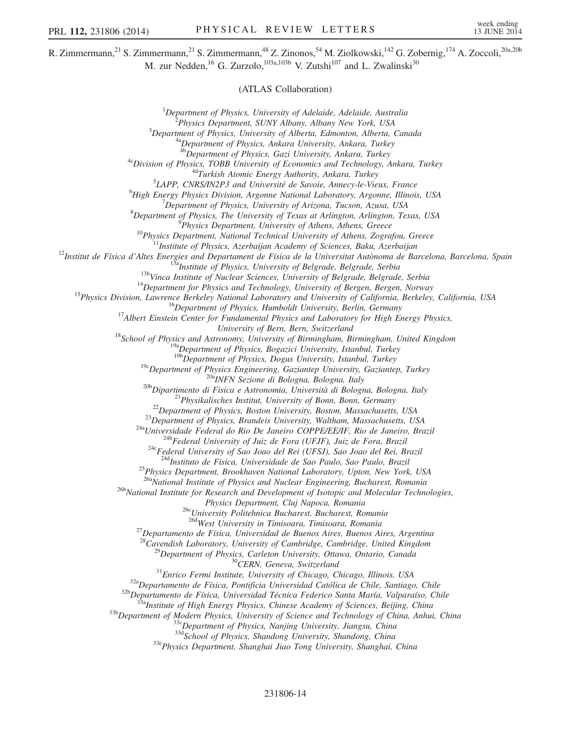R. Zimmermann,[21] S. Zimmermann,[21] S. Zimmermann,[48] Z. Zinonos,[54] M. Ziolkowski,[142] G. Zobernig,[174] A. Zoccoli,[20a,20b] M. zur Nedden,[16] G. Zurzolo,[103a,103b] V. Zutshi[107] and L. Zwalinski[30]

(ATLAS Collaboration)

[1]*Department of Physics, University of Adelaide, Adelaide, Australia*
[2]*Physics Department, SUNY Albany, Albany New York, USA*
[3]*Department of Physics, University of Alberta, Edmonton, Alberta, Canada*
[4a]*Department of Physics, Ankara University, Ankara, Turkey*
[4b]*Department of Physics, Gazi University, Ankara, Turkey*
[4c]*Division of Physics, TOBB University of Economics and Technology, Ankara, Turkey*
[4d]*Turkish Atomic Energy Authority, Ankara, Turkey*
[5]*LAPP, CNRS/IN2P3 and Université de Savoie, Annecy-le-Vieux, France*
[6]*High Energy Physics Division, Argonne National Laboratory, Argonne, Illinois, USA*
[7]*Department of Physics, University of Arizona, Tucson, Azusa, USA*
[8]*Department of Physics, The University of Texas at Arlington, Arlington, Texas, USA*
[9]*Physics Department, University of Athens, Athens, Greece*
[10]*Physics Department, National Technical University of Athens, Zografou, Greece*
[11]*Institute of Physics, Azerbaijan Academy of Sciences, Baku, Azerbaijan*
[12]*Institut de Física d'Altes Energies and Departament de Física de la Universitat Autònoma de Barcelona, Barcelona, Spain*
[13a]*Institute of Physics, University of Belgrade, Belgrade, Serbia*
[13b]*Vinca Institute of Nuclear Sciences, University of Belgrade, Belgrade, Serbia*
[14]*Department for Physics and Technology, University of Bergen, Bergen, Norway*
[15]*Physics Division, Lawrence Berkeley National Laboratory and University of California, Berkeley, California, USA*
[16]*Department of Physics, Humboldt University, Berlin, Germany*
[17]*Albert Einstein Center for Fundamental Physics and Laboratory for High Energy Physics, University of Bern, Bern, Switzerland*
[18]*School of Physics and Astronomy, University of Birmingham, Birmingham, United Kingdom*
[19a]*Department of Physics, Bogazici University, Istanbul, Turkey*
[19b]*Department of Physics, Dogus University, Istanbul, Turkey*
[19c]*Department of Physics Engineering, Gaziantep University, Gaziantep, Turkey*
[20a]*INFN Sezione di Bologna, Bologna, Italy*
[20b]*Dipartimento di Fisica e Astronomia, Università di Bologna, Bologna, Italy*
[21]*Physikalisches Institut, University of Bonn, Bonn, Germany*
[22]*Department of Physics, Boston University, Boston, Massachusetts, USA*
[23]*Department of Physics, Brandeis University, Waltham, Massachusetts, USA*
[24a]*Universidade Federal do Rio De Janeiro COPPE/EE/IF, Rio de Janeiro, Brazil*
[24b]*Federal University of Juiz de Fora (UFJF), Juiz de Fora, Brazil*
[24c]*Federal University of Sao Joao del Rei (UFSJ), Sao Joao del Rei, Brazil*
[24d]*Instituto de Fisica, Universidade de Sao Paulo, Sao Paulo, Brazil*
[25]*Physics Department, Brookhaven National Laboratory, Upton, New York, USA*
[26a]*National Institute of Physics and Nuclear Engineering, Bucharest, Romania*
[26b]*National Institute for Research and Development of Isotopic and Molecular Technologies, Physics Department, Cluj Napoca, Romania*
[26c]*University Politehnica Bucharest, Bucharest, Romania*
[26d]*West University in Timisoara, Timisoara, Romania*
[27]*Departamento de Física, Universidad de Buenos Aires, Buenos Aires, Argentina*
[28]*Cavendish Laboratory, University of Cambridge, Cambridge, United Kingdom*
[29]*Department of Physics, Carleton University, Ottawa, Ontario, Canada*
[30]*CERN, Geneva, Switzerland*
[31]*Enrico Fermi Institute, University of Chicago, Chicago, Illinois, USA*
[32a]*Departamento de Física, Pontificia Universidad Católica de Chile, Santiago, Chile*
[32b]*Departamento de Física, Universidad Técnica Federico Santa María, Valparaíso, Chile*
[33a]*Institute of High Energy Physics, Chinese Academy of Sciences, Beijing, China*
[33b]*Department of Modern Physics, University of Science and Technology of China, Anhui, China*
[33c]*Department of Physics, Nanjing University, Jiangsu, China*
[33d]*School of Physics, Shandong University, Shandong, China*
[33e]*Physics Department, Shanghai Jiao Tong University, Shanghai, China*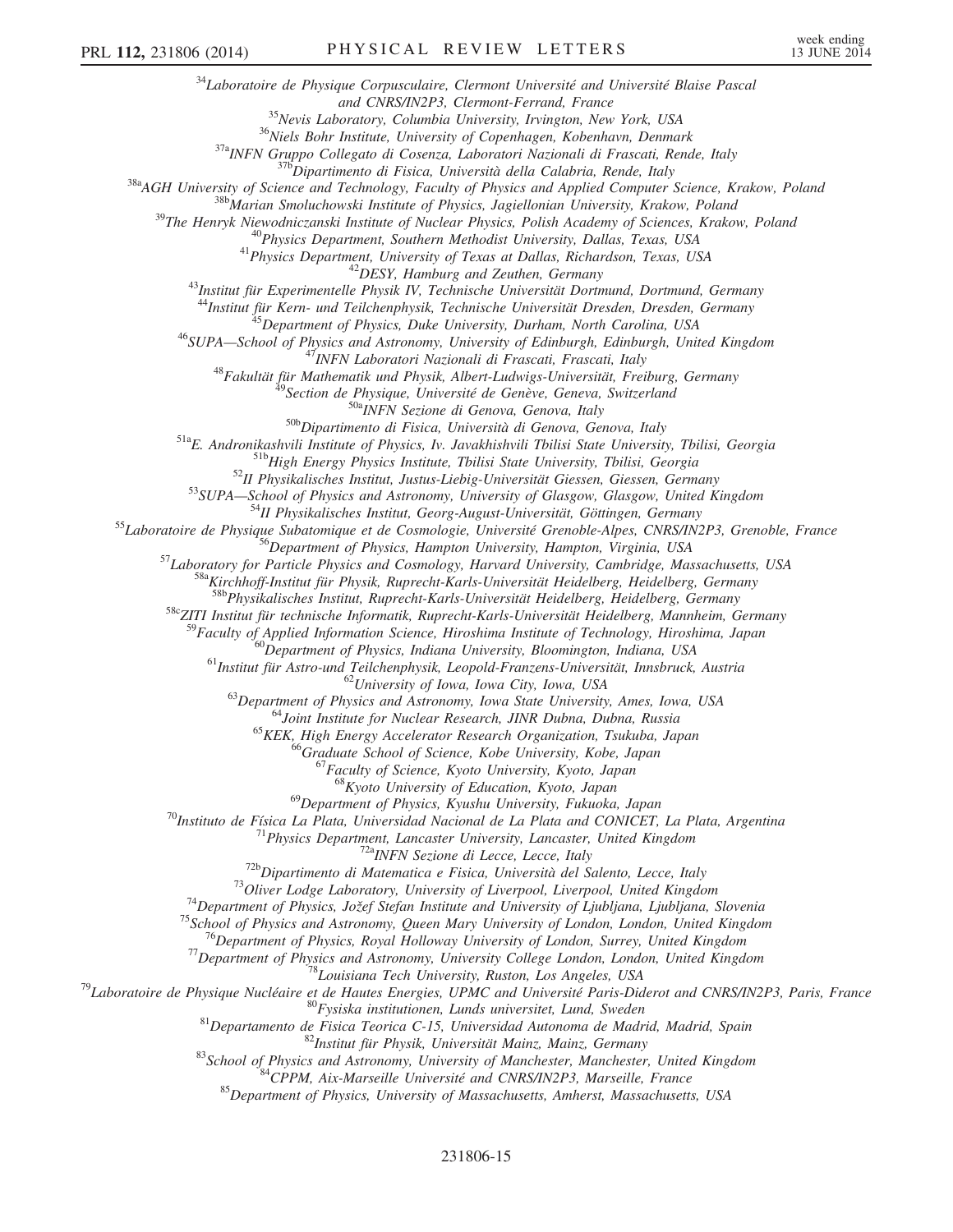[34]Laboratoire de Physique Corpusculaire, Clermont Université and Université Blaise Pascal and CNRS/IN2P3, Clermont-Ferrand, France
[35]Nevis Laboratory, Columbia University, Irvington, New York, USA
[36]Niels Bohr Institute, University of Copenhagen, Kobenhavn, Denmark
[37a]INFN Gruppo Collegato di Cosenza, Laboratori Nazionali di Frascati, Rende, Italy
[37b]Dipartimento di Fisica, Università della Calabria, Rende, Italy
[38a]AGH University of Science and Technology, Faculty of Physics and Applied Computer Science, Krakow, Poland
[38b]Marian Smoluchowski Institute of Physics, Jagiellonian University, Krakow, Poland
[39]The Henryk Niewodniczanski Institute of Nuclear Physics, Polish Academy of Sciences, Krakow, Poland
[40]Physics Department, Southern Methodist University, Dallas, Texas, USA
[41]Physics Department, University of Texas at Dallas, Richardson, Texas, USA
[42]DESY, Hamburg and Zeuthen, Germany
[43]Institut für Experimentelle Physik IV, Technische Universität Dortmund, Dortmund, Germany
[44]Institut für Kern- und Teilchenphysik, Technische Universität Dresden, Dresden, Germany
[45]Department of Physics, Duke University, Durham, North Carolina, USA
[46]SUPA—School of Physics and Astronomy, University of Edinburgh, Edinburgh, United Kingdom
[47]INFN Laboratori Nazionali di Frascati, Frascati, Italy
[48]Fakultät für Mathematik und Physik, Albert-Ludwigs-Universität, Freiburg, Germany
[49]Section de Physique, Université de Genève, Geneva, Switzerland
[50a]INFN Sezione di Genova, Genova, Italy
[50b]Dipartimento di Fisica, Università di Genova, Genova, Italy
[51a]E. Andronikashvili Institute of Physics, Iv. Javakhishvili Tbilisi State University, Tbilisi, Georgia
[51b]High Energy Physics Institute, Tbilisi State University, Tbilisi, Georgia
[52]II Physikalisches Institut, Justus-Liebig-Universität Giessen, Giessen, Germany
[53]SUPA—School of Physics and Astronomy, University of Glasgow, Glasgow, United Kingdom
[54]II Physikalisches Institut, Georg-August-Universität, Göttingen, Germany
[55]Laboratoire de Physique Subatomique et de Cosmologie, Université Grenoble-Alpes, CNRS/IN2P3, Grenoble, France
[56]Department of Physics, Hampton University, Hampton, Virginia, USA
[57]Laboratory for Particle Physics and Cosmology, Harvard University, Cambridge, Massachusetts, USA
[58a]Kirchhoff-Institut für Physik, Ruprecht-Karls-Universität Heidelberg, Heidelberg, Germany
[58b]Physikalisches Institut, Ruprecht-Karls-Universität Heidelberg, Heidelberg, Germany
[58c]ZITI Institut für technische Informatik, Ruprecht-Karls-Universität Heidelberg, Mannheim, Germany
[59]Faculty of Applied Information Science, Hiroshima Institute of Technology, Hiroshima, Japan
[60]Department of Physics, Indiana University, Bloomington, Indiana, USA
[61]Institut für Astro-und Teilchenphysik, Leopold-Franzens-Universität, Innsbruck, Austria
[62]University of Iowa, Iowa City, Iowa, USA
[63]Department of Physics and Astronomy, Iowa State University, Ames, Iowa, USA
[64]Joint Institute for Nuclear Research, JINR Dubna, Dubna, Russia
[65]KEK, High Energy Accelerator Research Organization, Tsukuba, Japan
[66]Graduate School of Science, Kobe University, Kobe, Japan
[67]Faculty of Science, Kyoto University, Kyoto, Japan
[68]Kyoto University of Education, Kyoto, Japan
[69]Department of Physics, Kyushu University, Fukuoka, Japan
[70]Instituto de Física La Plata, Universidad Nacional de La Plata and CONICET, La Plata, Argentina
[71]Physics Department, Lancaster University, Lancaster, United Kingdom
[72a]INFN Sezione di Lecce, Lecce, Italy
[72b]Dipartimento di Matematica e Fisica, Università del Salento, Lecce, Italy
[73]Oliver Lodge Laboratory, University of Liverpool, Liverpool, United Kingdom
[74]Department of Physics, Jožef Stefan Institute and University of Ljubljana, Ljubljana, Slovenia
[75]School of Physics and Astronomy, Queen Mary University of London, London, United Kingdom
[76]Department of Physics, Royal Holloway University of London, Surrey, United Kingdom
[77]Department of Physics and Astronomy, University College London, London, United Kingdom
[78]Louisiana Tech University, Ruston, Los Angeles, USA
[79]Laboratoire de Physique Nucléaire et de Hautes Energies, UPMC and Université Paris-Diderot and CNRS/IN2P3, Paris, France
[80]Fysiska institutionen, Lunds universitet, Lund, Sweden
[81]Departamento de Fisica Teorica C-15, Universidad Autonoma de Madrid, Madrid, Spain
[82]Institut für Physik, Universität Mainz, Mainz, Germany
[83]School of Physics and Astronomy, University of Manchester, Manchester, United Kingdom
[84]CPPM, Aix-Marseille Université and CNRS/IN2P3, Marseille, France
[85]Department of Physics, University of Massachusetts, Amherst, Massachusetts, USA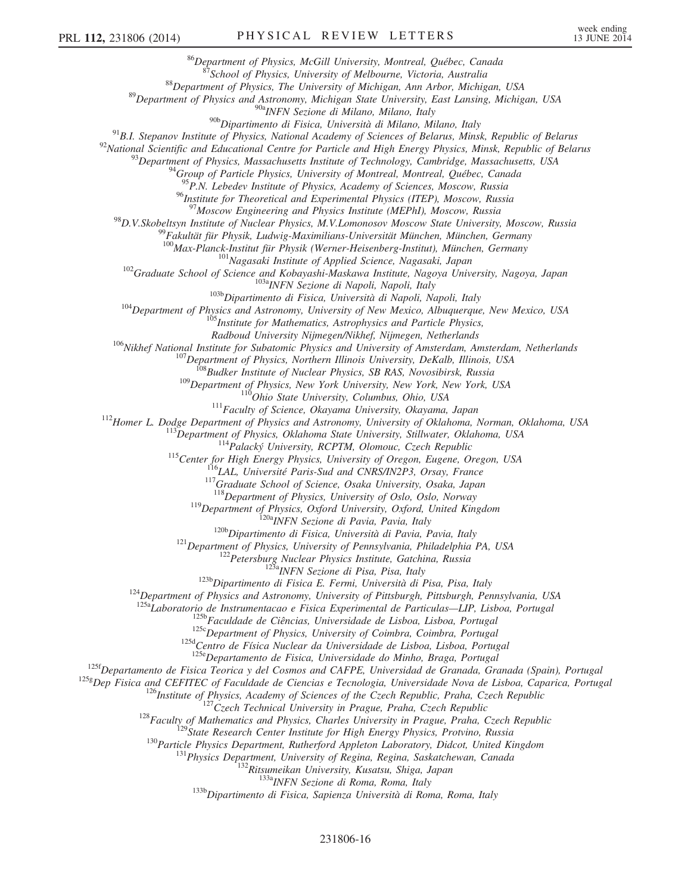[86]Department of Physics, McGill University, Montreal, Québec, Canada
[87]School of Physics, University of Melbourne, Victoria, Australia
[88]Department of Physics, The University of Michigan, Ann Arbor, Michigan, USA
[89]Department of Physics and Astronomy, Michigan State University, East Lansing, Michigan, USA
[90a]INFN Sezione di Milano, Milano, Italy
[90b]Dipartimento di Fisica, Università di Milano, Milano, Italy
[91]B.I. Stepanov Institute of Physics, National Academy of Sciences of Belarus, Minsk, Republic of Belarus
[92]National Scientific and Educational Centre for Particle and High Energy Physics, Minsk, Republic of Belarus
[93]Department of Physics, Massachusetts Institute of Technology, Cambridge, Massachusetts, USA
[94]Group of Particle Physics, University of Montreal, Montreal, Québec, Canada
[95]P.N. Lebedev Institute of Physics, Academy of Sciences, Moscow, Russia
[96]Institute for Theoretical and Experimental Physics (ITEP), Moscow, Russia
[97]Moscow Engineering and Physics Institute (MEPhI), Moscow, Russia
[98]D.V.Skobeltsyn Institute of Nuclear Physics, M.V.Lomonosov Moscow State University, Moscow, Russia
[99]Fakultät für Physik, Ludwig-Maximilians-Universität München, München, Germany
[100]Max-Planck-Institut für Physik (Werner-Heisenberg-Institut), München, Germany
[101]Nagasaki Institute of Applied Science, Nagasaki, Japan
[102]Graduate School of Science and Kobayashi-Maskawa Institute, Nagoya University, Nagoya, Japan
[103a]INFN Sezione di Napoli, Napoli, Italy
[103b]Dipartimento di Fisica, Università di Napoli, Napoli, Italy
[104]Department of Physics and Astronomy, University of New Mexico, Albuquerque, New Mexico, USA
[105]Institute for Mathematics, Astrophysics and Particle Physics, Radboud University Nijmegen/Nikhef, Nijmegen, Netherlands
[106]Nikhef National Institute for Subatomic Physics and University of Amsterdam, Amsterdam, Netherlands
[107]Department of Physics, Northern Illinois University, DeKalb, Illinois, USA
[108]Budker Institute of Nuclear Physics, SB RAS, Novosibirsk, Russia
[109]Department of Physics, New York University, New York, New York, USA
[110]Ohio State University, Columbus, Ohio, USA
[111]Faculty of Science, Okayama University, Okayama, Japan
[112]Homer L. Dodge Department of Physics and Astronomy, University of Oklahoma, Norman, Oklahoma, USA
[113]Department of Physics, Oklahoma State University, Stillwater, Oklahoma, USA
[114]Palacký University, RCPTM, Olomouc, Czech Republic
[115]Center for High Energy Physics, University of Oregon, Eugene, Oregon, USA
[116]LAL, Université Paris-Sud and CNRS/IN2P3, Orsay, France
[117]Graduate School of Science, Osaka University, Osaka, Japan
[118]Department of Physics, University of Oslo, Oslo, Norway
[119]Department of Physics, Oxford University, Oxford, United Kingdom
[120a]INFN Sezione di Pavia, Pavia, Italy
[120b]Dipartimento di Fisica, Università di Pavia, Pavia, Italy
[121]Department of Physics, University of Pennsylvania, Philadelphia PA, USA
[122]Petersburg Nuclear Physics Institute, Gatchina, Russia
[123a]INFN Sezione di Pisa, Pisa, Italy
[123b]Dipartimento di Fisica E. Fermi, Università di Pisa, Pisa, Italy
[124]Department of Physics and Astronomy, University of Pittsburgh, Pittsburgh, Pennsylvania, USA
[125a]Laboratorio de Instrumentacao e Fisica Experimental de Particulas—LIP, Lisboa, Portugal
[125b]Faculdade de Ciências, Universidade de Lisboa, Lisboa, Portugal
[125c]Department of Physics, University of Coimbra, Coimbra, Portugal
[125d]Centro de Física Nuclear da Universidade de Lisboa, Lisboa, Portugal
[125e]Departamento de Fisica, Universidade do Minho, Braga, Portugal
[125f]Departamento de Fisica Teorica y del Cosmos and CAFPE, Universidad de Granada, Granada (Spain), Portugal
[125g]Dep Fisica and CEFITEC of Faculdade de Ciencias e Tecnologia, Universidade Nova de Lisboa, Caparica, Portugal
[126]Institute of Physics, Academy of Sciences of the Czech Republic, Praha, Czech Republic
[127]Czech Technical University in Prague, Praha, Czech Republic
[128]Faculty of Mathematics and Physics, Charles University in Prague, Praha, Czech Republic
[129]State Research Center Institute for High Energy Physics, Protvino, Russia
[130]Particle Physics Department, Rutherford Appleton Laboratory, Didcot, United Kingdom
[131]Physics Department, University of Regina, Regina, Saskatchewan, Canada
[132]Ritsumeikan University, Kusatsu, Shiga, Japan
[133a]INFN Sezione di Roma, Roma, Italy
[133b]Dipartimento di Fisica, Sapienza Università di Roma, Roma, Italy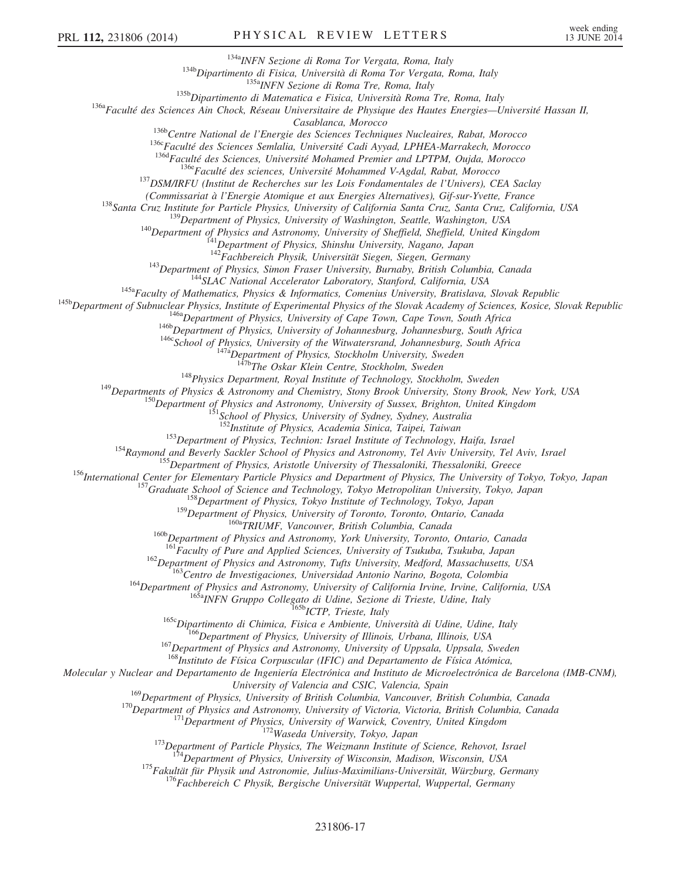[134a]INFN Sezione di Roma Tor Vergata, Roma, Italy
[134b]Dipartimento di Fisica, Università di Roma Tor Vergata, Roma, Italy
[135a]INFN Sezione di Roma Tre, Roma, Italy
[135b]Dipartimento di Matematica e Fisica, Università Roma Tre, Roma, Italy
[136a]Faculté des Sciences Ain Chock, Réseau Universitaire de Physique des Hautes Energies—Université Hassan II, Casablanca, Morocco
[136b]Centre National de l'Energie des Sciences Techniques Nucleaires, Rabat, Morocco
[136c]Faculté des Sciences Semlalia, Université Cadi Ayyad, LPHEA-Marrakech, Morocco
[136d]Faculté des Sciences, Université Mohamed Premier and LPTPM, Oujda, Morocco
[136e]Faculté des sciences, Université Mohammed V-Agdal, Rabat, Morocco
[137]DSM/IRFU (Institut de Recherches sur les Lois Fondamentales de l'Univers), CEA Saclay (Commissariat à l'Energie Atomique et aux Energies Alternatives), Gif-sur-Yvette, France
[138]Santa Cruz Institute for Particle Physics, University of California Santa Cruz, Santa Cruz, California, USA
[139]Department of Physics, University of Washington, Seattle, Washington, USA
[140]Department of Physics and Astronomy, University of Sheffield, Sheffield, United Kingdom
[141]Department of Physics, Shinshu University, Nagano, Japan
[142]Fachbereich Physik, Universität Siegen, Siegen, Germany
[143]Department of Physics, Simon Fraser University, Burnaby, British Columbia, Canada
[144]SLAC National Accelerator Laboratory, Stanford, California, USA
[145a]Faculty of Mathematics, Physics & Informatics, Comenius University, Bratislava, Slovak Republic
[145b]Department of Subnuclear Physics, Institute of Experimental Physics of the Slovak Academy of Sciences, Kosice, Slovak Republic
[146a]Department of Physics, University of Cape Town, Cape Town, South Africa
[146b]Department of Physics, University of Johannesburg, Johannesburg, South Africa
[146c]School of Physics, University of the Witwatersrand, Johannesburg, South Africa
[147a]Department of Physics, Stockholm University, Sweden
[147b]The Oskar Klein Centre, Stockholm, Sweden
[148]Physics Department, Royal Institute of Technology, Stockholm, Sweden
[149]Departments of Physics & Astronomy and Chemistry, Stony Brook University, Stony Brook, New York, USA
[150]Department of Physics and Astronomy, University of Sussex, Brighton, United Kingdom
[151]School of Physics, University of Sydney, Sydney, Australia
[152]Institute of Physics, Academia Sinica, Taipei, Taiwan
[153]Department of Physics, Technion: Israel Institute of Technology, Haifa, Israel
[154]Raymond and Beverly Sackler School of Physics and Astronomy, Tel Aviv University, Tel Aviv, Israel
[155]Department of Physics, Aristotle University of Thessaloniki, Thessaloniki, Greece
[156]International Center for Elementary Particle Physics and Department of Physics, The University of Tokyo, Tokyo, Japan
[157]Graduate School of Science and Technology, Tokyo Metropolitan University, Tokyo, Japan
[158]Department of Physics, Tokyo Institute of Technology, Tokyo, Japan
[159]Department of Physics, University of Toronto, Toronto, Ontario, Canada
[160a]TRIUMF, Vancouver, British Columbia, Canada
[160b]Department of Physics and Astronomy, York University, Toronto, Ontario, Canada
[161]Faculty of Pure and Applied Sciences, University of Tsukuba, Tsukuba, Japan
[162]Department of Physics and Astronomy, Tufts University, Medford, Massachusetts, USA
[163]Centro de Investigaciones, Universidad Antonio Narino, Bogota, Colombia
[164]Department of Physics and Astronomy, University of California Irvine, Irvine, California, USA
[165a]INFN Gruppo Collegato di Udine, Sezione di Trieste, Udine, Italy
[165b]ICTP, Trieste, Italy
[165c]Dipartimento di Chimica, Fisica e Ambiente, Università di Udine, Udine, Italy
[166]Department of Physics, University of Illinois, Urbana, Illinois, USA
[167]Department of Physics and Astronomy, University of Uppsala, Uppsala, Sweden
[168]Instituto de Física Corpuscular (IFIC) and Departamento de Física Atómica, Molecular y Nuclear and Departamento de Ingeniería Electrónica and Instituto de Microelectrónica de Barcelona (IMB-CNM), University of Valencia and CSIC, Valencia, Spain
[169]Department of Physics, University of British Columbia, Vancouver, British Columbia, Canada
[170]Department of Physics and Astronomy, University of Victoria, Victoria, British Columbia, Canada
[171]Department of Physics, University of Warwick, Coventry, United Kingdom
[172]Waseda University, Tokyo, Japan
[173]Department of Particle Physics, The Weizmann Institute of Science, Rehovot, Israel
[174]Department of Physics, University of Wisconsin, Madison, Wisconsin, USA
[175]Fakultät für Physik und Astronomie, Julius-Maximilians-Universität, Würzburg, Germany
[176]Fachbereich C Physik, Bergische Universität Wuppertal, Wuppertal, Germany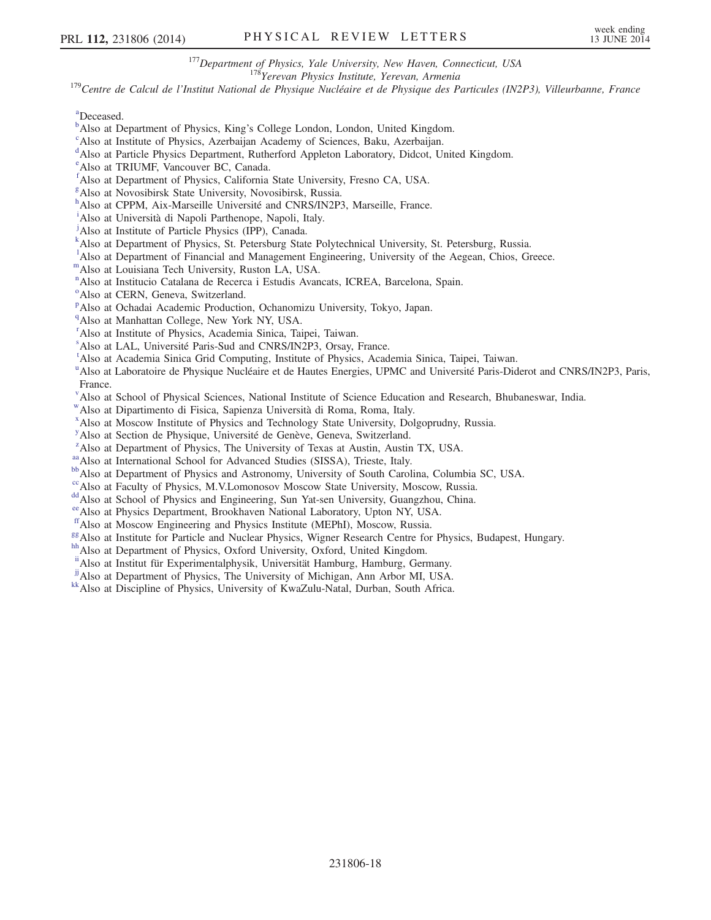[177] *Department of Physics, Yale University, New Haven, Connecticut, USA*

[178] *Yerevan Physics Institute, Yerevan, Armenia*

[179] *Centre de Calcul de l'Institut National de Physique Nucléaire et de Physique des Particules (IN2P3), Villeurbanne, France*

[a] Deceased.

[b] Also at Department of Physics, King's College London, London, United Kingdom.

[c] Also at Institute of Physics, Azerbaijan Academy of Sciences, Baku, Azerbaijan.

[d] Also at Particle Physics Department, Rutherford Appleton Laboratory, Didcot, United Kingdom.

[e] Also at TRIUMF, Vancouver BC, Canada.

[f] Also at Department of Physics, California State University, Fresno CA, USA.

[g] Also at Novosibirsk State University, Novosibirsk, Russia.

[h] Also at CPPM, Aix-Marseille Université and CNRS/IN2P3, Marseille, France.

[i] Also at Università di Napoli Parthenope, Napoli, Italy.

[j] Also at Institute of Particle Physics (IPP), Canada.

[k] Also at Department of Physics, St. Petersburg State Polytechnical University, St. Petersburg, Russia.

[l] Also at Department of Financial and Management Engineering, University of the Aegean, Chios, Greece.

[m] Also at Louisiana Tech University, Ruston LA, USA.

[n] Also at Institucio Catalana de Recerca i Estudis Avancats, ICREA, Barcelona, Spain.

[o] Also at CERN, Geneva, Switzerland.

[p] Also at Ochadai Academic Production, Ochanomizu University, Tokyo, Japan.

[q] Also at Manhattan College, New York NY, USA.

[r] Also at Institute of Physics, Academia Sinica, Taipei, Taiwan.

[s] Also at LAL, Université Paris-Sud and CNRS/IN2P3, Orsay, France.

[t] Also at Academia Sinica Grid Computing, Institute of Physics, Academia Sinica, Taipei, Taiwan.

[u] Also at Laboratoire de Physique Nucléaire et de Hautes Energies, UPMC and Université Paris-Diderot and CNRS/IN2P3, Paris, France.

[v] Also at School of Physical Sciences, National Institute of Science Education and Research, Bhubaneswar, India.

[w] Also at Dipartimento di Fisica, Sapienza Università di Roma, Roma, Italy.

[x] Also at Moscow Institute of Physics and Technology State University, Dolgoprudny, Russia.

[y] Also at Section de Physique, Université de Genève, Geneva, Switzerland.

[z] Also at Department of Physics, The University of Texas at Austin, Austin TX, USA.

[aa] Also at International School for Advanced Studies (SISSA), Trieste, Italy.

[bb] Also at Department of Physics and Astronomy, University of South Carolina, Columbia SC, USA.

[cc] Also at Faculty of Physics, M.V.Lomonosov Moscow State University, Moscow, Russia.

[dd] Also at School of Physics and Engineering, Sun Yat-sen University, Guangzhou, China.

[ee] Also at Physics Department, Brookhaven National Laboratory, Upton NY, USA.

[ff] Also at Moscow Engineering and Physics Institute (MEPhI), Moscow, Russia.

[gg] Also at Institute for Particle and Nuclear Physics, Wigner Research Centre for Physics, Budapest, Hungary.

[hh] Also at Department of Physics, Oxford University, Oxford, United Kingdom.

[ii] Also at Institut für Experimentalphysik, Universität Hamburg, Hamburg, Germany.

[jj] Also at Department of Physics, The University of Michigan, Ann Arbor MI, USA.

[kk] Also at Discipline of Physics, University of KwaZulu-Natal, Durban, South Africa.